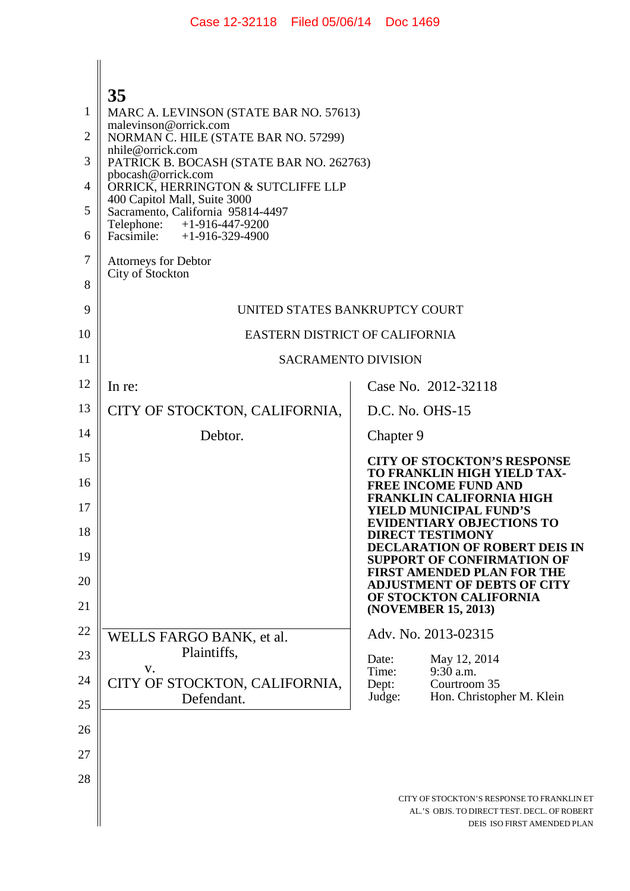MARC A. LEVINSON (STATE BAR NO. 57613)
malevinson@orrick.com
NORMAN C. HILE (STATE BAR NO. 57299)
nhile@orrick.com
PATRICK B. BOCASH (STATE BAR NO. 262763)
pbocash@orrick.com
ORRICK, HERRINGTON & SUTCLIFFE LLP
400 Capitol Mall, Suite 3000
Sacramento, California 95814-4497
Telephone: +1-916-447-9200
Facsimile: +1-916-329-4900

Attorneys for Debtor
City of Stockton

UNITED STATES BANKRUPTCY COURT

EASTERN DISTRICT OF CALIFORNIA

SACRAMENTO DIVISION

| | |
|---|---|
| In re:<br><br>CITY OF STOCKTON, CALIFORNIA,<br><br>Debtor. | Case No. 2012-32118<br><br>D.C. No. OHS-15<br><br>Chapter 9<br><br>**CITY OF STOCKTON'S RESPONSE TO FRANKLIN HIGH YIELD TAX-FREE INCOME FUND AND FRANKLIN CALIFORNIA HIGH YIELD MUNICIPAL FUND'S EVIDENTIARY OBJECTIONS TO DIRECT TESTIMONY DECLARATION OF ROBERT DEIS IN SUPPORT OF CONFIRMATION OF FIRST AMENDED PLAN FOR THE ADJUSTMENT OF DEBTS OF CITY OF STOCKTON CALIFORNIA (NOVEMBER 15, 2013)** |
| WELLS FARGO BANK, et al.<br>Plaintiffs,<br>v.<br>CITY OF STOCKTON, CALIFORNIA,<br>Defendant. | Adv. No. 2013-02315<br><br>Date: May 12, 2014<br>Time: 9:30 a.m.<br>Dept: Courtroom 35<br>Judge: Hon. Christopher M. Klein |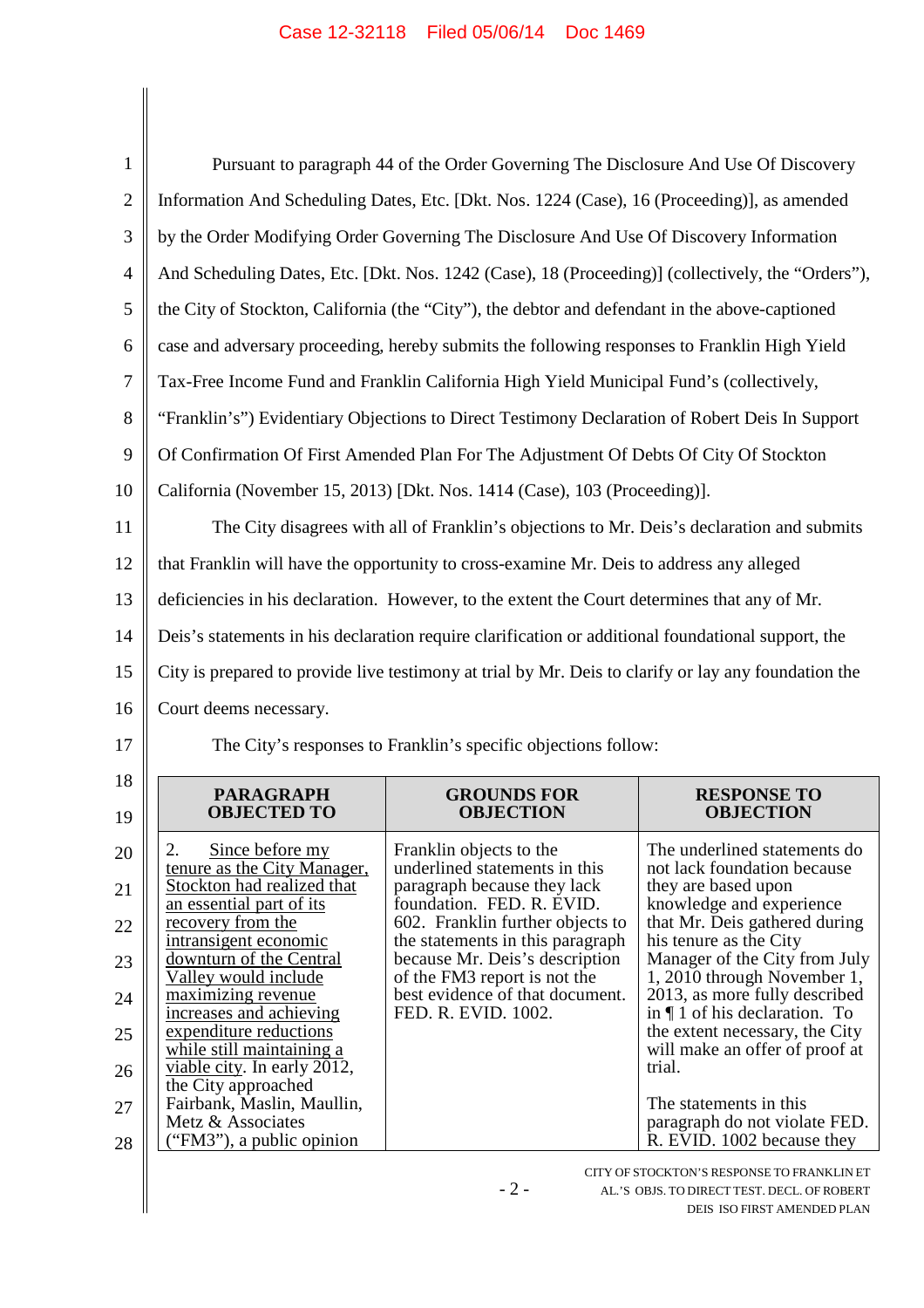Pursuant to paragraph 44 of the Order Governing The Disclosure And Use Of Discovery Information And Scheduling Dates, Etc. [Dkt. Nos. 1224 (Case), 16 (Proceeding)], as amended by the Order Modifying Order Governing The Disclosure And Use Of Discovery Information And Scheduling Dates, Etc. [Dkt. Nos. 1242 (Case), 18 (Proceeding)] (collectively, the "Orders"), the City of Stockton, California (the "City"), the debtor and defendant in the above-captioned case and adversary proceeding, hereby submits the following responses to Franklin High Yield Tax-Free Income Fund and Franklin California High Yield Municipal Fund's (collectively, "Franklin's") Evidentiary Objections to Direct Testimony Declaration of Robert Deis In Support Of Confirmation Of First Amended Plan For The Adjustment Of Debts Of City Of Stockton California (November 15, 2013) [Dkt. Nos. 1414 (Case), 103 (Proceeding)].

The City disagrees with all of Franklin's objections to Mr. Deis's declaration and submits that Franklin will have the opportunity to cross-examine Mr. Deis to address any alleged deficiencies in his declaration. However, to the extent the Court determines that any of Mr. Deis's statements in his declaration require clarification or additional foundational support, the City is prepared to provide live testimony at trial by Mr. Deis to clarify or lay any foundation the Court deems necessary.

The City's responses to Franklin's specific objections follow:

| PARAGRAPH OBJECTED TO | GROUNDS FOR OBJECTION | RESPONSE TO OBJECTION |
|---|---|---|
| 2. <u>Since before my tenure as the City Manager, Stockton had realized that an essential part of its recovery from the intransigent economic downturn of the Central Valley would include maximizing revenue increases and achieving expenditure reductions while still maintaining a viable city</u>. In early 2012, the City approached Fairbank, Maslin, Maullin, Metz & Associates ("FM3"), a public opinion | Franklin objects to the underlined statements in this paragraph because they lack foundation. FED. R. EVID. 602. Franklin further objects to the statements in this paragraph because Mr. Deis's description of the FM3 report is not the best evidence of that document. FED. R. EVID. 1002. | The underlined statements do not lack foundation because they are based upon knowledge and experience that Mr. Deis gathered during his tenure as the City Manager of the City from July 1, 2010 through November 1, 2013, as more fully described in ¶ 1 of his declaration. To the extent necessary, the City will make an offer of proof at trial.<br><br>The statements in this paragraph do not violate FED. R. EVID. 1002 because they |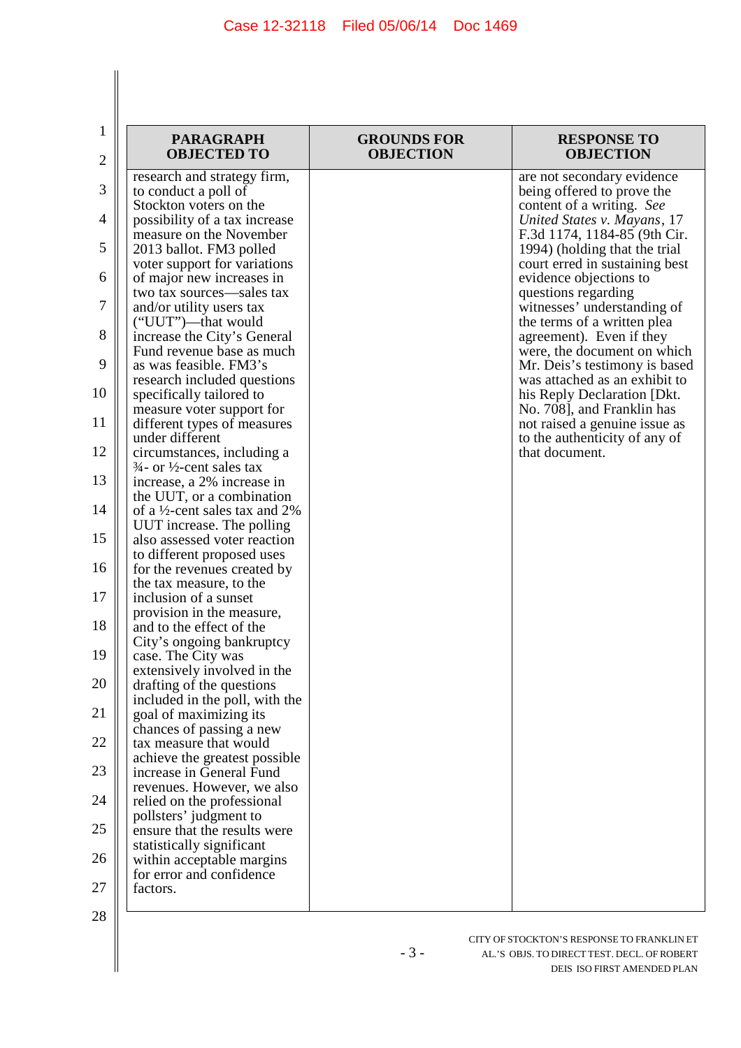| PARAGRAPH OBJECTED TO | GROUNDS FOR OBJECTION | RESPONSE TO OBJECTION |
|---|---|---|
| research and strategy firm, to conduct a poll of Stockton voters on the possibility of a tax increase measure on the November 2013 ballot. FM3 polled voter support for variations of major new increases in two tax sources—sales tax and/or utility users tax ("UUT")—that would increase the City's General Fund revenue base as much as was feasible. FM3's research included questions specifically tailored to measure voter support for different types of measures under different circumstances, including a ¾- or ½-cent sales tax increase, a 2% increase in the UUT, or a combination of a ½-cent sales tax and 2% UUT increase. The polling also assessed voter reaction to different proposed uses for the revenues created by the tax measure, to the inclusion of a sunset provision in the measure, and to the effect of the City's ongoing bankruptcy case. The City was extensively involved in the drafting of the questions included in the poll, with the goal of maximizing its chances of passing a new tax measure that would achieve the greatest possible increase in General Fund revenues. However, we also relied on the professional pollsters' judgment to ensure that the results were statistically significant within acceptable margins for error and confidence factors. | | are not secondary evidence being offered to prove the content of a writing. *See United States v. Mayans*, 17 F.3d 1174, 1184-85 (9th Cir. 1994) (holding that the trial court erred in sustaining best evidence objections to questions regarding witnesses' understanding of the terms of a written plea agreement). Even if they were, the document on which Mr. Deis's testimony is based was attached as an exhibit to his Reply Declaration [Dkt. No. 708], and Franklin has not raised a genuine issue as to the authenticity of any of that document. |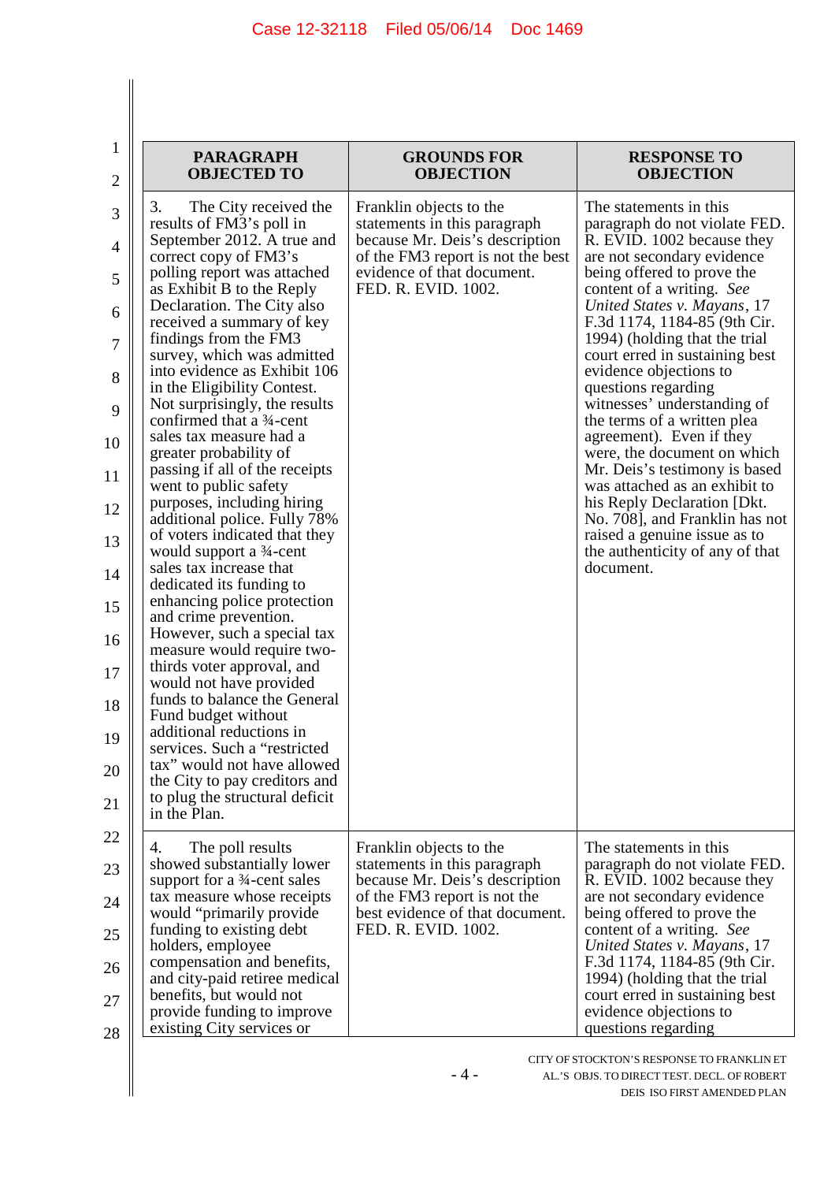| PARAGRAPH OBJECTED TO | GROUNDS FOR OBJECTION | RESPONSE TO OBJECTION |
|---|---|---|
| 3. The City received the results of FM3's poll in September 2012. A true and correct copy of FM3's polling report was attached as Exhibit B to the Reply Declaration. The City also received a summary of key findings from the FM3 survey, which was admitted into evidence as Exhibit 106 in the Eligibility Contest. Not surprisingly, the results confirmed that a ¾-cent sales tax measure had a greater probability of passing if all of the receipts went to public safety purposes, including hiring additional police. Fully 78% of voters indicated that they would support a ¾-cent sales tax increase that dedicated its funding to enhancing police protection and crime prevention. However, such a special tax measure would require two-thirds voter approval, and would not have provided funds to balance the General Fund budget without additional reductions in services. Such a "restricted tax" would not have allowed the City to pay creditors and to plug the structural deficit in the Plan. | Franklin objects to the statements in this paragraph because Mr. Deis's description of the FM3 report is not the best evidence of that document. FED. R. EVID. 1002. | The statements in this paragraph do not violate FED. R. EVID. 1002 because they are not secondary evidence being offered to prove the content of a writing. *See United States v. Mayans*, 17 F.3d 1174, 1184-85 (9th Cir. 1994) (holding that the trial court erred in sustaining best evidence objections to questions regarding witnesses' understanding of the terms of a written plea agreement). Even if they were, the document on which Mr. Deis's testimony is based was attached as an exhibit to his Reply Declaration [Dkt. No. 708], and Franklin has not raised a genuine issue as to the authenticity of any of that document. |
| 4. The poll results showed substantially lower support for a ¾-cent sales tax measure whose receipts would "primarily provide funding to existing debt holders, employee compensation and benefits, and city-paid retiree medical benefits, but would not provide funding to improve existing City services or | Franklin objects to the statements in this paragraph because Mr. Deis's description of the FM3 report is not the best evidence of that document. FED. R. EVID. 1002. | The statements in this paragraph do not violate FED. R. EVID. 1002 because they are not secondary evidence being offered to prove the content of a writing. *See United States v. Mayans*, 17 F.3d 1174, 1184-85 (9th Cir. 1994) (holding that the trial court erred in sustaining best evidence objections to questions regarding |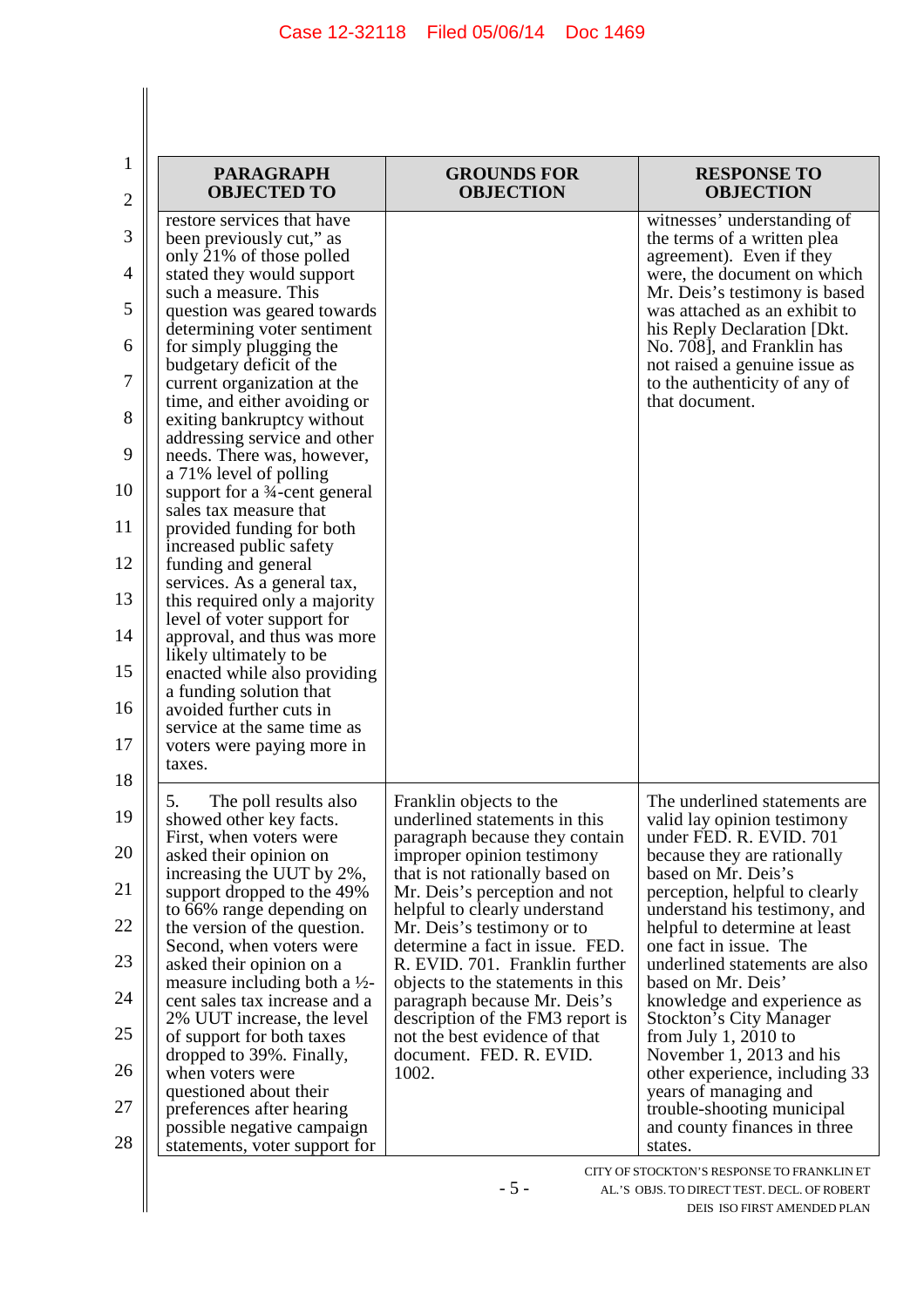| PARAGRAPH OBJECTED TO | GROUNDS FOR OBJECTION | RESPONSE TO OBJECTION |
|---|---|---|
| restore services that have been previously cut," as only 21% of those polled stated they would support such a measure. This question was geared towards determining voter sentiment for simply plugging the budgetary deficit of the current organization at the time, and either avoiding or exiting bankruptcy without addressing service and other needs. There was, however, a 71% level of polling support for a ¾-cent general sales tax measure that provided funding for both increased public safety funding and general services. As a general tax, this required only a majority level of voter support for approval, and thus was more likely ultimately to be enacted while also providing a funding solution that avoided further cuts in service at the same time as voters were paying more in taxes. | | witnesses' understanding of the terms of a written plea agreement). Even if they were, the document on which Mr. Deis's testimony is based was attached as an exhibit to his Reply Declaration [Dkt. No. 708], and Franklin has not raised a genuine issue as to the authenticity of any of that document. |
| 5. The poll results also showed other key facts. First, when voters were asked their opinion on increasing the UUT by 2%, support dropped to the 49% to 66% range depending on the version of the question. Second, when voters were asked their opinion on a measure including both a ½-cent sales tax increase and a 2% UUT increase, the level of support for both taxes dropped to 39%. Finally, when voters were questioned about their preferences after hearing possible negative campaign statements, voter support for | Franklin objects to the underlined statements in this paragraph because they contain improper opinion testimony that is not rationally based on Mr. Deis's perception and not helpful to clearly understand Mr. Deis's testimony or to determine a fact in issue. FED. R. EVID. 701. Franklin further objects to the statements in this paragraph because Mr. Deis's description of the FM3 report is not the best evidence of that document. FED. R. EVID. 1002. | The underlined statements are valid lay opinion testimony under FED. R. EVID. 701 because they are rationally based on Mr. Deis's perception, helpful to clearly understand his testimony, and helpful to determine at least one fact in issue. The underlined statements are also based on Mr. Deis' knowledge and experience as Stockton's City Manager from July 1, 2010 to November 1, 2013 and his other experience, including 33 years of managing and trouble-shooting municipal and county finances in three states. |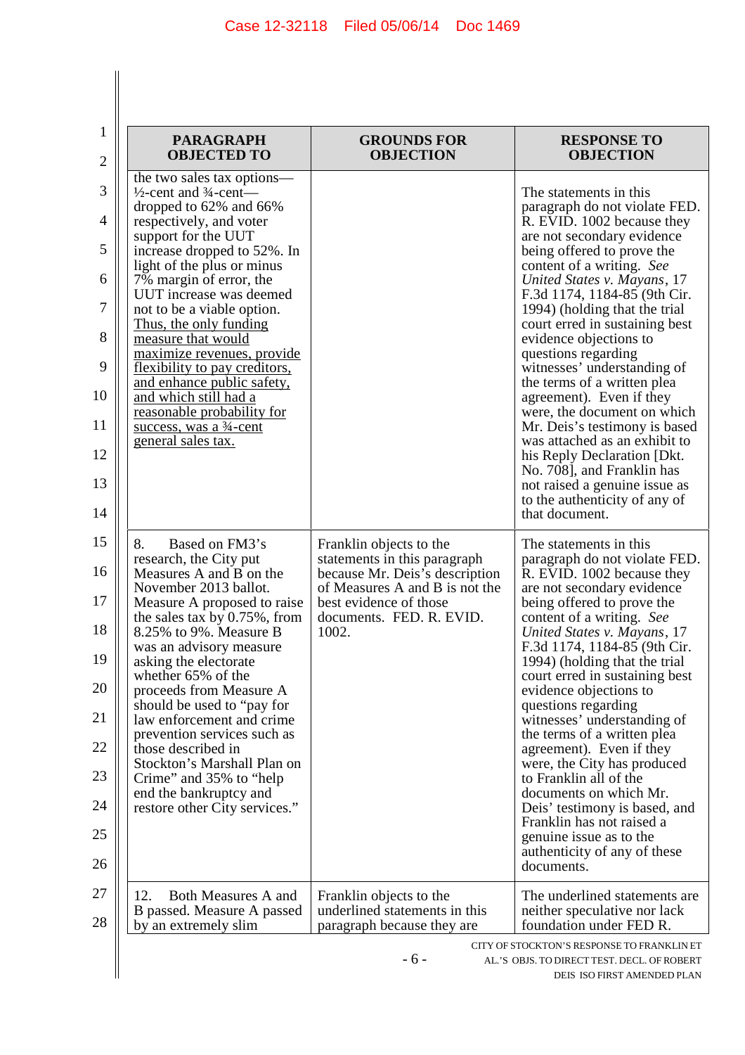| PARAGRAPH OBJECTED TO | GROUNDS FOR OBJECTION | RESPONSE TO OBJECTION |
|---|---|---|
| the two sales tax options—½-cent and ¾-cent—dropped to 62% and 66% respectively, and voter support for the UUT increase dropped to 52%. In light of the plus or minus 7% margin of error, the UUT increase was deemed not to be a viable option. <u>Thus, the only funding measure that would maximize revenues, provide flexibility to pay creditors, and enhance public safety, and which still had a reasonable probability for success, was a ¾-cent general sales tax.</u> | | The statements in this paragraph do not violate FED. R. EVID. 1002 because they are not secondary evidence being offered to prove the content of a writing. *See United States v. Mayans*, 17 F.3d 1174, 1184-85 (9th Cir. 1994) (holding that the trial court erred in sustaining best evidence objections to questions regarding witnesses' understanding of the terms of a written plea agreement). Even if they were, the document on which Mr. Deis's testimony is based was attached as an exhibit to his Reply Declaration [Dkt. No. 708], and Franklin has not raised a genuine issue as to the authenticity of any of that document. |
| 8. Based on FM3's research, the City put Measures A and B on the November 2013 ballot. Measure A proposed to raise the sales tax by 0.75%, from 8.25% to 9%. Measure B was an advisory measure asking the electorate whether 65% of the proceeds from Measure A should be used to "pay for law enforcement and crime prevention services such as those described in Stockton's Marshall Plan on Crime" and 35% to "help end the bankruptcy and restore other City services." | Franklin objects to the statements in this paragraph because Mr. Deis's description of Measures A and B is not the best evidence of those documents. FED. R. EVID. 1002. | The statements in this paragraph do not violate FED. R. EVID. 1002 because they are not secondary evidence being offered to prove the content of a writing. *See United States v. Mayans*, 17 F.3d 1174, 1184-85 (9th Cir. 1994) (holding that the trial court erred in sustaining best evidence objections to questions regarding witnesses' understanding of the terms of a written plea agreement). Even if they were, the City has produced to Franklin all of the documents on which Mr. Deis' testimony is based, and Franklin has not raised a genuine issue as to the authenticity of any of these documents. |
| 12. Both Measures A and B passed. Measure A passed by an extremely slim | Franklin objects to the underlined statements in this paragraph because they are | The underlined statements are neither speculative nor lack foundation under FED R. |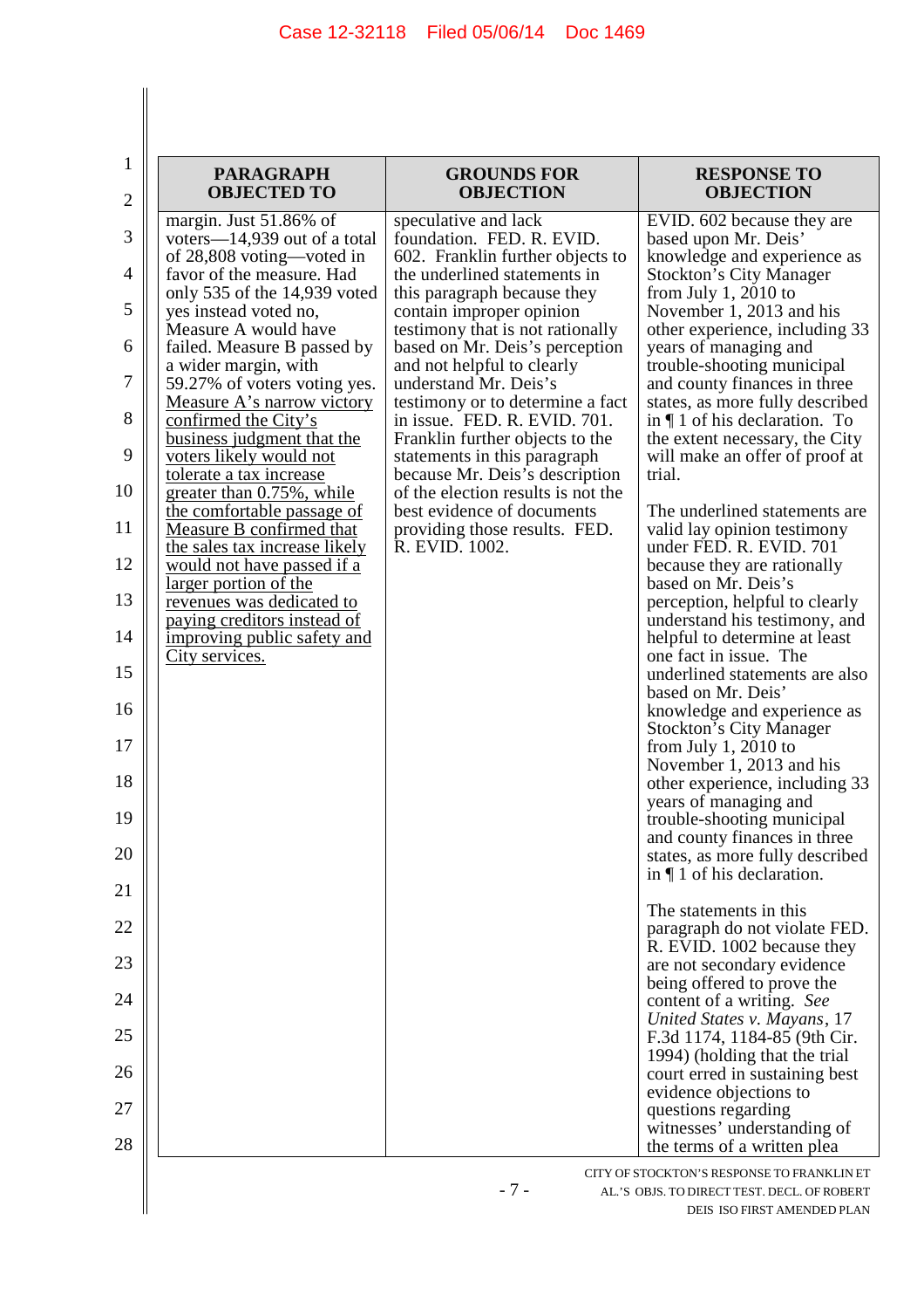| PARAGRAPH OBJECTED TO | GROUNDS FOR OBJECTION | RESPONSE TO OBJECTION |
|---|---|---|
| margin. Just 51.86% of voters—14,939 out of a total of 28,808 voting—voted in favor of the measure. Had only 535 of the 14,939 voted yes instead voted no, Measure A would have failed. Measure B passed by a wider margin, with 59.27% of voters voting yes. <u>Measure A's narrow victory confirmed the City's business judgment that the voters likely would not tolerate a tax increase greater than 0.75%, while the comfortable passage of Measure B confirmed that the sales tax increase likely would not have passed if a larger portion of the revenues was dedicated to paying creditors instead of improving public safety and City services.</u> | speculative and lack foundation. FED. R. EVID. 602. Franklin further objects to the underlined statements in this paragraph because they contain improper opinion testimony that is not rationally based on Mr. Deis's perception and not helpful to clearly understand Mr. Deis's testimony or to determine a fact in issue. FED. R. EVID. 701. Franklin further objects to the statements in this paragraph because Mr. Deis's description of the election results is not the best evidence of documents providing those results. FED. R. EVID. 1002. | EVID. 602 because they are based upon Mr. Deis' knowledge and experience as Stockton's City Manager from July 1, 2010 to November 1, 2013 and his other experience, including 33 years of managing and trouble-shooting municipal and county finances in three states, as more fully described in ¶ 1 of his declaration. To the extent necessary, the City will make an offer of proof at trial.<br><br>The underlined statements are valid lay opinion testimony under FED. R. EVID. 701 because they are rationally based on Mr. Deis's perception, helpful to clearly understand his testimony, and helpful to determine at least one fact in issue. The underlined statements are also based on Mr. Deis' knowledge and experience as Stockton's City Manager from July 1, 2010 to November 1, 2013 and his other experience, including 33 years of managing and trouble-shooting municipal and county finances in three states, as more fully described in ¶ 1 of his declaration.<br><br>The statements in this paragraph do not violate FED. R. EVID. 1002 because they are not secondary evidence being offered to prove the content of a writing. *See United States v. Mayans*, 17 F.3d 1174, 1184-85 (9th Cir. 1994) (holding that the trial court erred in sustaining best evidence objections to questions regarding witnesses' understanding of the terms of a written plea |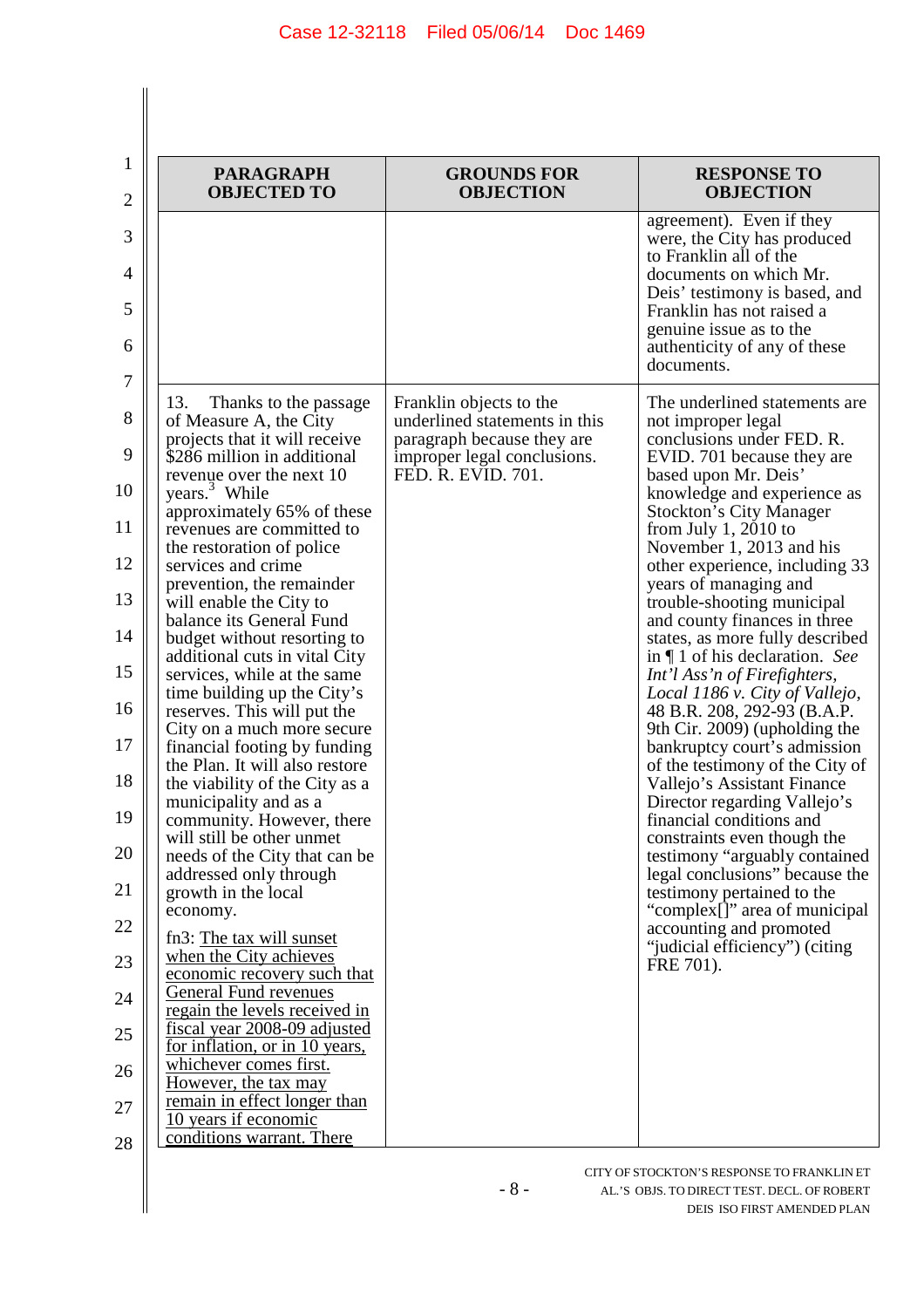| PARAGRAPH OBJECTED TO | GROUNDS FOR OBJECTION | RESPONSE TO OBJECTION |
|---|---|---|
| | | agreement). Even if they were, the City has produced to Franklin all of the documents on which Mr. Deis' testimony is based, and Franklin has not raised a genuine issue as to the authenticity of any of these documents. |
| 13. Thanks to the passage of Measure A, the City projects that it will receive $286 million in additional revenue over the next 10 years.[3] While approximately 65% of these revenues are committed to the restoration of police services and crime prevention, the remainder will enable the City to balance its General Fund budget without resorting to additional cuts in vital City services, while at the same time building up the City's reserves. This will put the City on a much more secure financial footing by funding the Plan. It will also restore the viability of the City as a municipality and as a community. However, there will still be other unmet needs of the City that can be addressed only through growth in the local economy.<br><br>fn3: <u>The tax will sunset when the City achieves economic recovery such that General Fund revenues regain the levels received in fiscal year 2008-09 adjusted for inflation, or in 10 years, whichever comes first. However, the tax may remain in effect longer than 10 years if economic conditions warrant. There</u> | Franklin objects to the underlined statements in this paragraph because they are improper legal conclusions. FED. R. EVID. 701. | The underlined statements are not improper legal conclusions under FED. R. EVID. 701 because they are based upon Mr. Deis' knowledge and experience as Stockton's City Manager from July 1, 2010 to November 1, 2013 and his other experience, including 33 years of managing and trouble-shooting municipal and county finances in three states, as more fully described in ¶ 1 of his declaration. *See Int'l Ass'n of Firefighters, Local 1186 v. City of Vallejo*, 48 B.R. 208, 292-93 (B.A.P. 9th Cir. 2009) (upholding the bankruptcy court's admission of the testimony of the City of Vallejo's Assistant Finance Director regarding Vallejo's financial conditions and constraints even though the testimony "arguably contained legal conclusions" because the testimony pertained to the "complex[]" area of municipal accounting and promoted "judicial efficiency") (citing FRE 701). |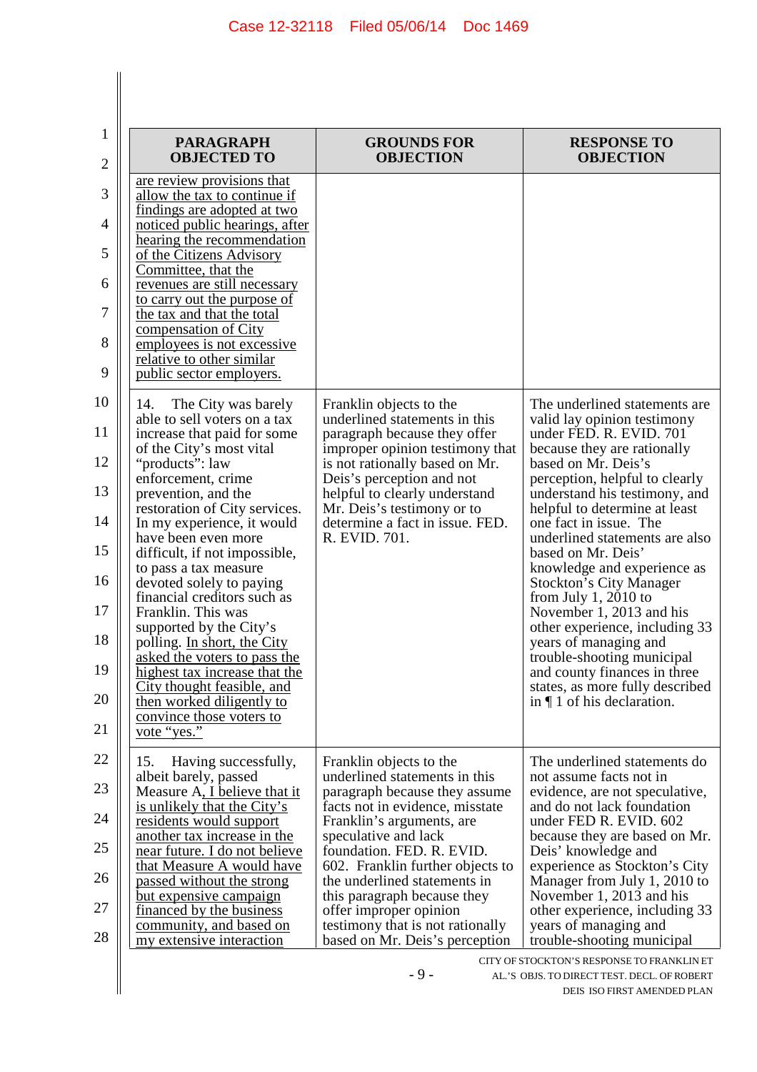| PARAGRAPH OBJECTED TO | GROUNDS FOR OBJECTION | RESPONSE TO OBJECTION |
|---|---|---|
| <u>are review provisions that allow the tax to continue if findings are adopted at two noticed public hearings, after hearing the recommendation of the Citizens Advisory Committee, that the revenues are still necessary to carry out the purpose of the tax and that the total compensation of City employees is not excessive relative to other similar public sector employers.</u> | | |
| 14. The City was barely able to sell voters on a tax increase that paid for some of the City's most vital "products": law enforcement, crime prevention, and the restoration of City services. In my experience, it would have been even more difficult, if not impossible, to pass a tax measure devoted solely to paying financial creditors such as Franklin. This was supported by the City's polling. <u>In short, the City asked the voters to pass the highest tax increase that the City thought feasible, and then worked diligently to convince those voters to vote "yes."</u> | Franklin objects to the underlined statements in this paragraph because they offer improper opinion testimony that is not rationally based on Mr. Deis's perception and not helpful to clearly understand Mr. Deis's testimony or to determine a fact in issue. FED. R. EVID. 701. | The underlined statements are valid lay opinion testimony under FED. R. EVID. 701 because they are rationally based on Mr. Deis's perception, helpful to clearly understand his testimony, and helpful to determine at least one fact in issue. The underlined statements are also based on Mr. Deis' knowledge and experience as Stockton's City Manager from July 1, 2010 to November 1, 2013 and his other experience, including 33 years of managing and trouble-shooting municipal and county finances in three states, as more fully described in ¶ 1 of his declaration. |
| 15. Having successfully, albeit barely, passed Measure A<u>, I believe that it is unlikely that the City's residents would support another tax increase in the near future. I do not believe that Measure A would have passed without the strong but expensive campaign financed by the business community, and based on my extensive interaction</u> | Franklin objects to the underlined statements in this paragraph because they assume facts not in evidence, misstate Franklin's arguments, are speculative and lack foundation. FED. R. EVID. 602. Franklin further objects to the underlined statements in this paragraph because they offer improper opinion testimony that is not rationally based on Mr. Deis's perception | The underlined statements do not assume facts not in evidence, are not speculative, and do not lack foundation under FED R. EVID. 602 because they are based on Mr. Deis' knowledge and experience as Stockton's City Manager from July 1, 2010 to November 1, 2013 and his other experience, including 33 years of managing and trouble-shooting municipal |

CITY OF STOCKTON'S RESPONSE TO FRANKLIN ET AL.'S OBJS. TO DIRECT TEST. DECL. OF ROBERT DEIS ISO FIRST AMENDED PLAN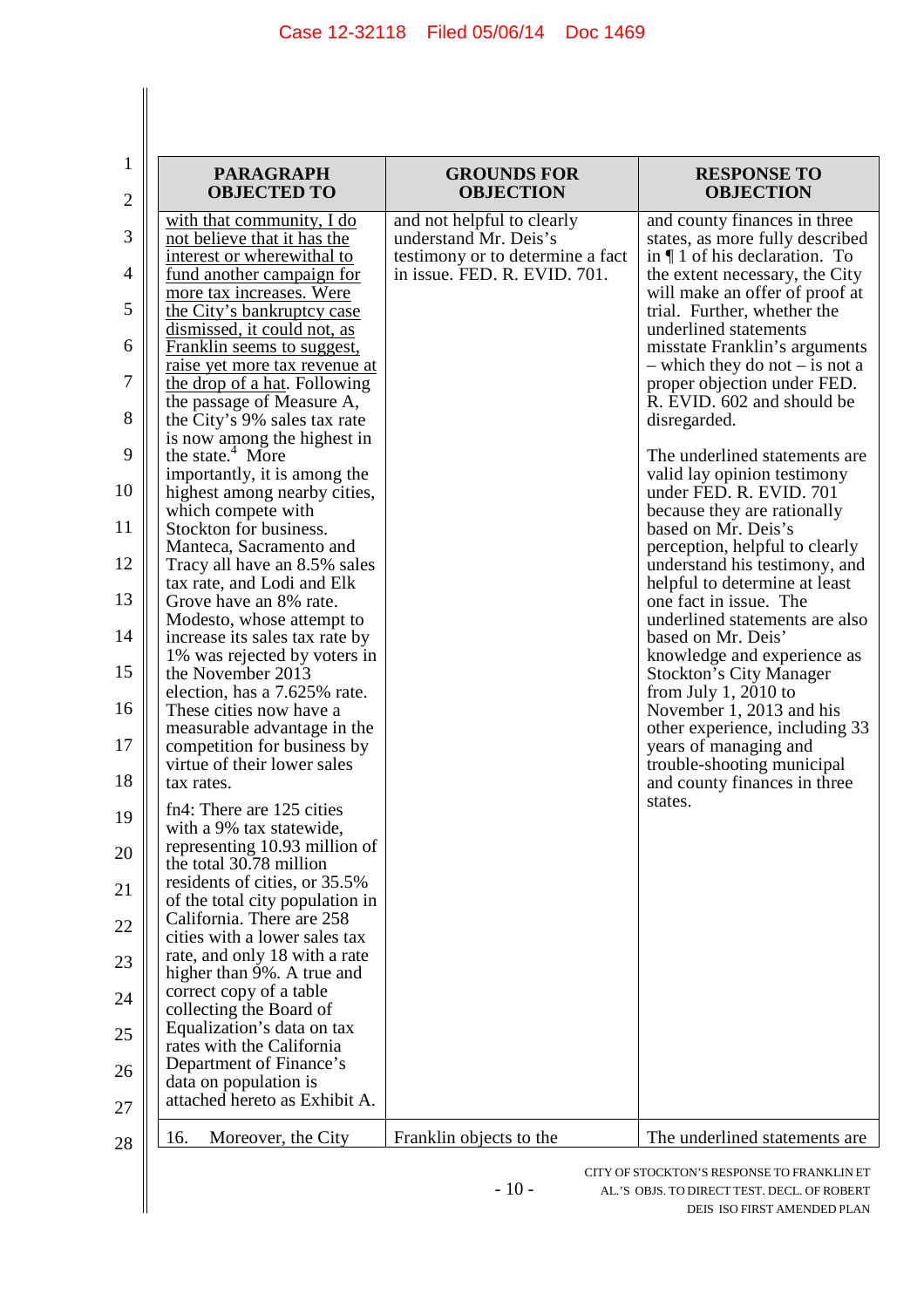| PARAGRAPH OBJECTED TO | GROUNDS FOR OBJECTION | RESPONSE TO OBJECTION |
|---|---|---|
| <u>with that community, I do not believe that it has the interest or wherewithal to fund another campaign for more tax increases. Were the City's bankruptcy case dismissed, it could not, as Franklin seems to suggest, raise yet more tax revenue at the drop of a hat</u>. Following the passage of Measure A, the City's 9% sales tax rate is now among the highest in the state.[4] More importantly, it is among the highest among nearby cities, which compete with Stockton for business. Manteca, Sacramento and Tracy all have an 8.5% sales tax rate, and Lodi and Elk Grove have an 8% rate. Modesto, whose attempt to increase its sales tax rate by 1% was rejected by voters in the November 2013 election, has a 7.625% rate. These cities now have a measurable advantage in the competition for business by virtue of their lower sales tax rates.<br><br>fn4: There are 125 cities with a 9% tax statewide, representing 10.93 million of the total 30.78 million residents of cities, or 35.5% of the total city population in California. There are 258 cities with a lower sales tax rate, and only 18 with a rate higher than 9%. A true and correct copy of a table collecting the Board of Equalization's data on tax rates with the California Department of Finance's data on population is attached hereto as Exhibit A. | and not helpful to clearly understand Mr. Deis's testimony or to determine a fact in issue. FED. R. EVID. 701. | and county finances in three states, as more fully described in ¶ 1 of his declaration. To the extent necessary, the City will make an offer of proof at trial. Further, whether the underlined statements misstate Franklin's arguments – which they do not – is not a proper objection under FED. R. EVID. 602 and should be disregarded.<br><br>The underlined statements are valid lay opinion testimony under FED. R. EVID. 701 because they are rationally based on Mr. Deis's perception, helpful to clearly understand his testimony, and helpful to determine at least one fact in issue. The underlined statements are also based on Mr. Deis' knowledge and experience as Stockton's City Manager from July 1, 2010 to November 1, 2013 and his other experience, including 33 years of managing and trouble-shooting municipal and county finances in three states. |
| 16. Moreover, the City | Franklin objects to the | The underlined statements are |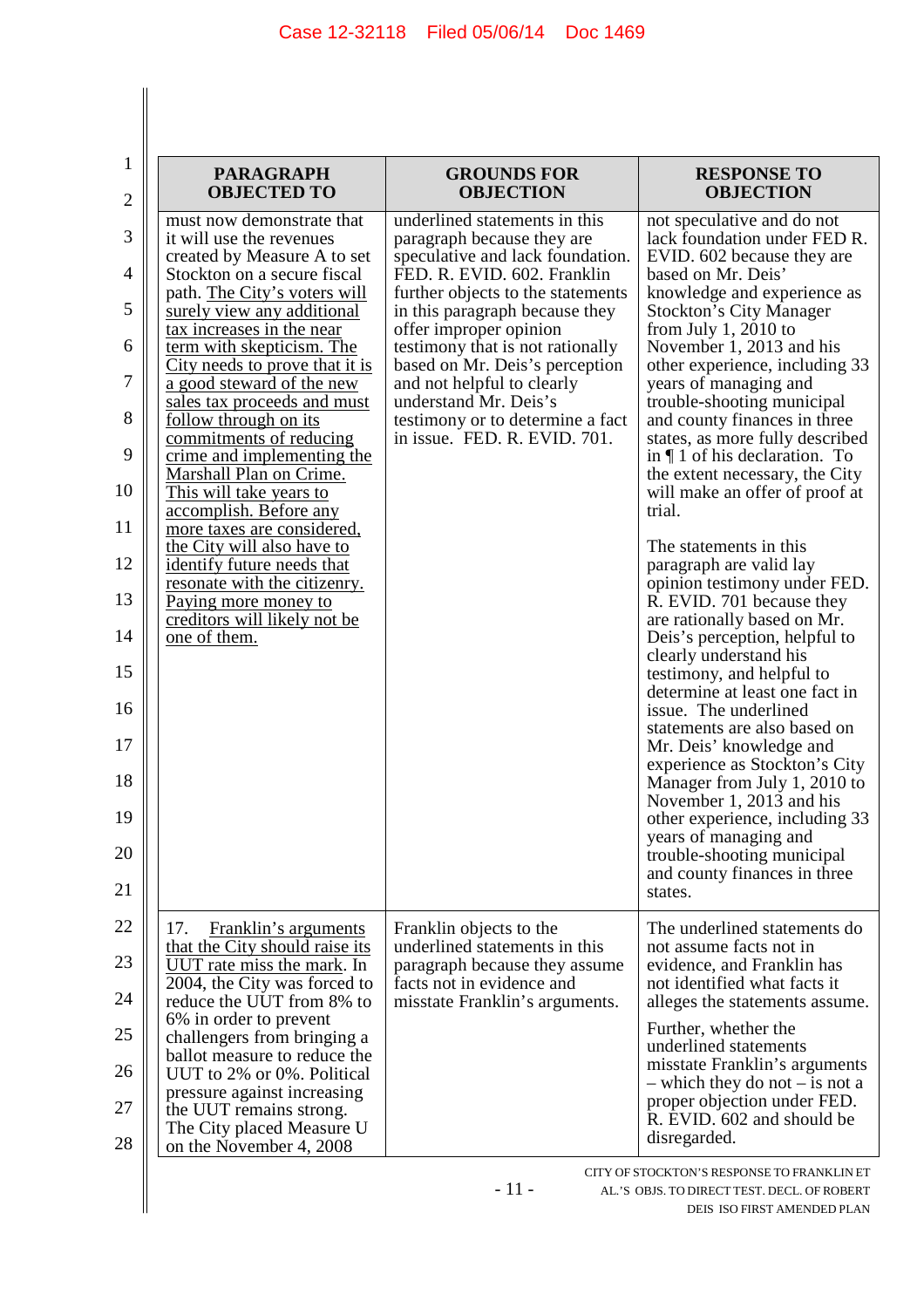| PARAGRAPH OBJECTED TO | GROUNDS FOR OBJECTION | RESPONSE TO OBJECTION |
|---|---|---|
| must now demonstrate that it will use the revenues created by Measure A to set Stockton on a secure fiscal path. <u>The City's voters will surely view any additional tax increases in the near term with skepticism. The City needs to prove that it is a good steward of the new sales tax proceeds and must follow through on its commitments of reducing crime and implementing the Marshall Plan on Crime. This will take years to accomplish. Before any more taxes are considered, the City will also have to identify future needs that resonate with the citizenry. Paying more money to creditors will likely not be one of them.</u> | underlined statements in this paragraph because they are speculative and lack foundation. FED. R. EVID. 602. Franklin further objects to the statements in this paragraph because they offer improper opinion testimony that is not rationally based on Mr. Deis's perception and not helpful to clearly understand Mr. Deis's testimony or to determine a fact in issue. FED. R. EVID. 701. | not speculative and do not lack foundation under FED R. EVID. 602 because they are based on Mr. Deis' knowledge and experience as Stockton's City Manager from July 1, 2010 to November 1, 2013 and his other experience, including 33 years of managing and trouble-shooting municipal and county finances in three states, as more fully described in ¶ 1 of his declaration. To the extent necessary, the City will make an offer of proof at trial.<br><br>The statements in this paragraph are valid lay opinion testimony under FED. R. EVID. 701 because they are rationally based on Mr. Deis's perception, helpful to clearly understand his testimony, and helpful to determine at least one fact in issue. The underlined statements are also based on Mr. Deis' knowledge and experience as Stockton's City Manager from July 1, 2010 to November 1, 2013 and his other experience, including 33 years of managing and trouble-shooting municipal and county finances in three states. |
| 17. <u>Franklin's arguments that the City should raise its UUT rate miss the mark.</u> In 2004, the City was forced to reduce the UUT from 8% to 6% in order to prevent challengers from bringing a ballot measure to reduce the UUT to 2% or 0%. Political pressure against increasing the UUT remains strong. The City placed Measure U on the November 4, 2008 | Franklin objects to the underlined statements in this paragraph because they assume facts not in evidence and misstate Franklin's arguments. | The underlined statements do not assume facts not in evidence, and Franklin has not identified what facts it alleges the statements assume.<br><br>Further, whether the underlined statements misstate Franklin's arguments – which they do not – is not a proper objection under FED. R. EVID. 602 and should be disregarded. |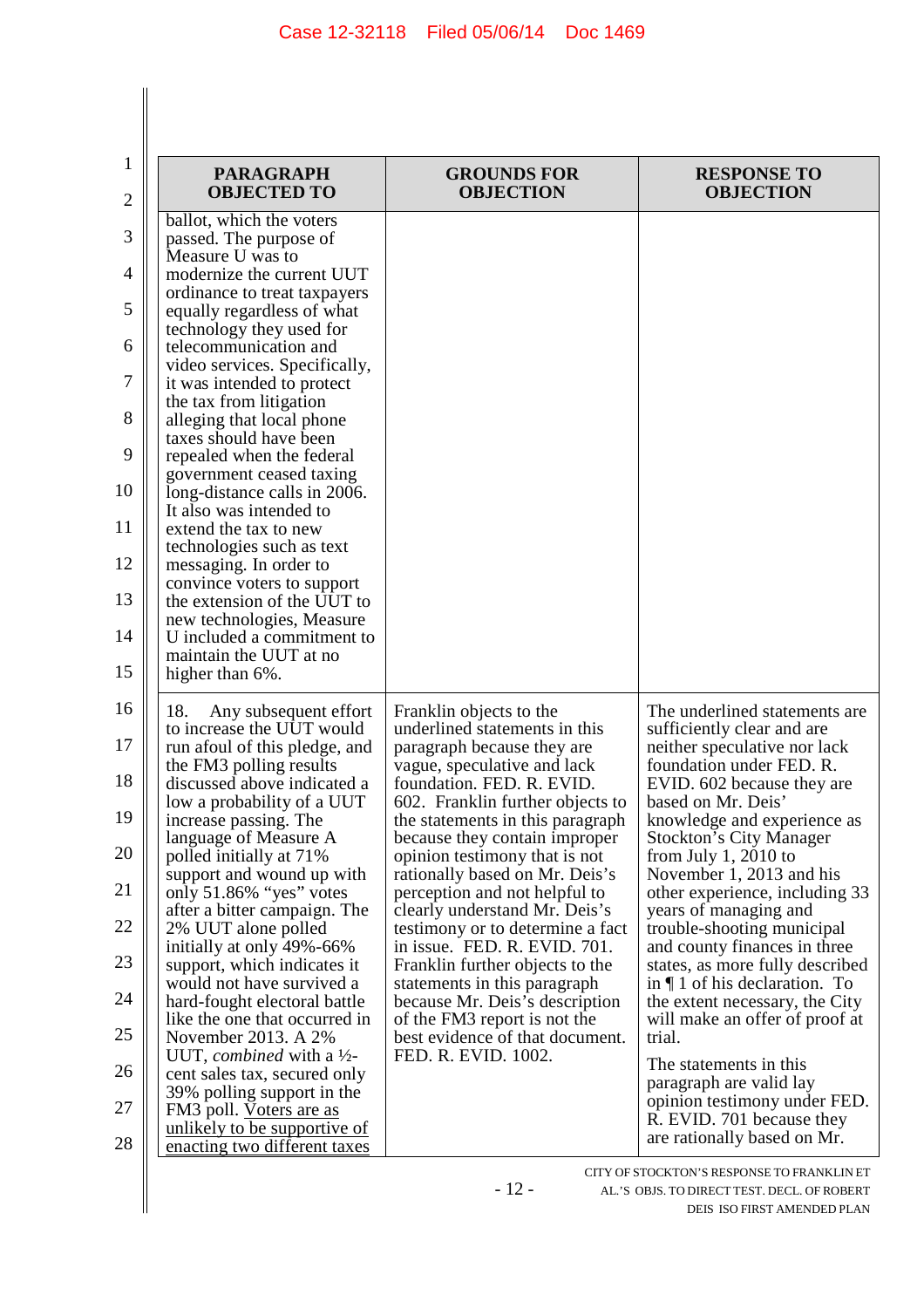| PARAGRAPH OBJECTED TO | GROUNDS FOR OBJECTION | RESPONSE TO OBJECTION |
|---|---|---|
| ballot, which the voters passed. The purpose of Measure U was to modernize the current UUT ordinance to treat taxpayers equally regardless of what technology they used for telecommunication and video services. Specifically, it was intended to protect the tax from litigation alleging that local phone taxes should have been repealed when the federal government ceased taxing long-distance calls in 2006. It also was intended to extend the tax to new technologies such as text messaging. In order to convince voters to support the extension of the UUT to new technologies, Measure U included a commitment to maintain the UUT at no higher than 6%. | | |
| 18. Any subsequent effort to increase the UUT would run afoul of this pledge, and the FM3 polling results discussed above indicated a low a probability of a UUT increase passing. The language of Measure A polled initially at 71% support and wound up with only 51.86% "yes" votes after a bitter campaign. The 2% UUT alone polled initially at only 49%-66% support, which indicates it would not have survived a hard-fought electoral battle like the one that occurred in November 2013. A 2% UUT, *combined* with a ½-cent sales tax, secured only 39% polling support in the FM3 poll. <u>Voters are as unlikely to be supportive of enacting two different taxes</u> | Franklin objects to the underlined statements in this paragraph because they are vague, speculative and lack foundation. FED. R. EVID. 602. Franklin further objects to the statements in this paragraph because they contain improper opinion testimony that is not rationally based on Mr. Deis's perception and not helpful to clearly understand Mr. Deis's testimony or to determine a fact in issue. FED. R. EVID. 701. Franklin further objects to the statements in this paragraph because Mr. Deis's description of the FM3 report is not the best evidence of that document. FED. R. EVID. 1002. | The underlined statements are sufficiently clear and are neither speculative nor lack foundation under FED. R. EVID. 602 because they are based on Mr. Deis' knowledge and experience as Stockton's City Manager from July 1, 2010 to November 1, 2013 and his other experience, including 33 years of managing and trouble-shooting municipal and county finances in three states, as more fully described in ¶ 1 of his declaration. To the extent necessary, the City will make an offer of proof at trial.<br><br>The statements in this paragraph are valid lay opinion testimony under FED. R. EVID. 701 because they are rationally based on Mr. |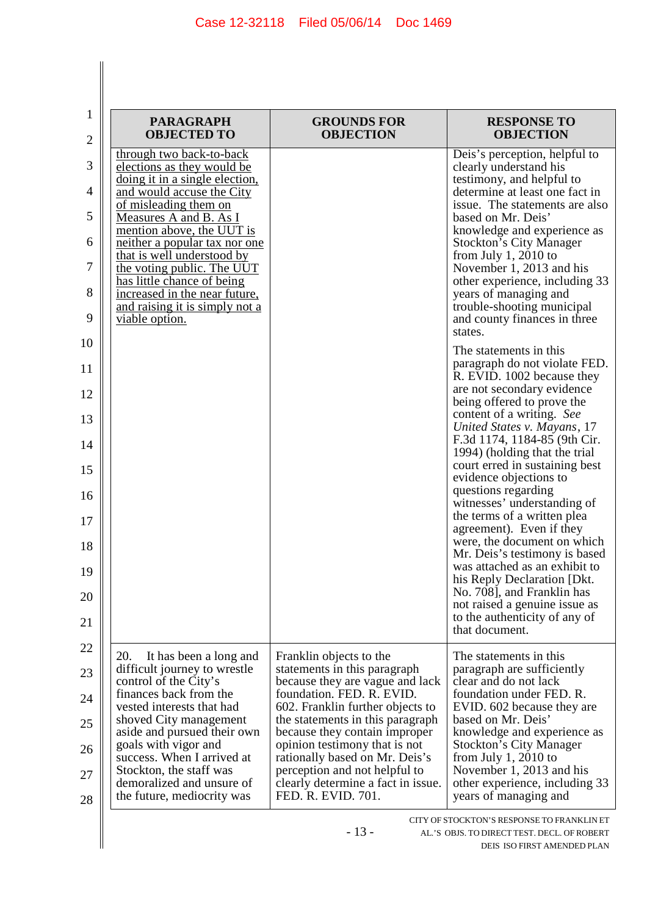| PARAGRAPH OBJECTED TO | GROUNDS FOR OBJECTION | RESPONSE TO OBJECTION |
|---|---|---|
| through two back-to-back elections as they would be doing it in a single election, and would accuse the City of misleading them on Measures A and B. As I mention above, the UUT is neither a popular tax nor one that is well understood by the voting public. The UUT has little chance of being increased in the near future, and raising it is simply not a viable option. | | Deis's perception, helpful to clearly understand his testimony, and helpful to determine at least one fact in issue. The statements are also based on Mr. Deis' knowledge and experience as Stockton's City Manager from July 1, 2010 to November 1, 2013 and his other experience, including 33 years of managing and trouble-shooting municipal and county finances in three states.<br><br>The statements in this paragraph do not violate FED. R. EVID. 1002 because they are not secondary evidence being offered to prove the content of a writing. *See United States v. Mayans*, 17 F.3d 1174, 1184-85 (9th Cir. 1994) (holding that the trial court erred in sustaining best evidence objections to questions regarding witnesses' understanding of the terms of a written plea agreement). Even if they were, the document on which Mr. Deis's testimony is based was attached as an exhibit to his Reply Declaration [Dkt. No. 708], and Franklin has not raised a genuine issue as to the authenticity of any of that document. |
| 20. It has been a long and difficult journey to wrestle control of the City's finances back from the vested interests that had shoved City management aside and pursued their own goals with vigor and success. When I arrived at Stockton, the staff was demoralized and unsure of the future, mediocrity was | Franklin objects to the statements in this paragraph because they are vague and lack foundation. FED. R. EVID. 602. Franklin further objects to the statements in this paragraph because they contain improper opinion testimony that is not rationally based on Mr. Deis's perception and not helpful to clearly determine a fact in issue. FED. R. EVID. 701. | The statements in this paragraph are sufficiently clear and do not lack foundation under FED. R. EVID. 602 because they are based on Mr. Deis' knowledge and experience as Stockton's City Manager from July 1, 2010 to November 1, 2013 and his other experience, including 33 years of managing and |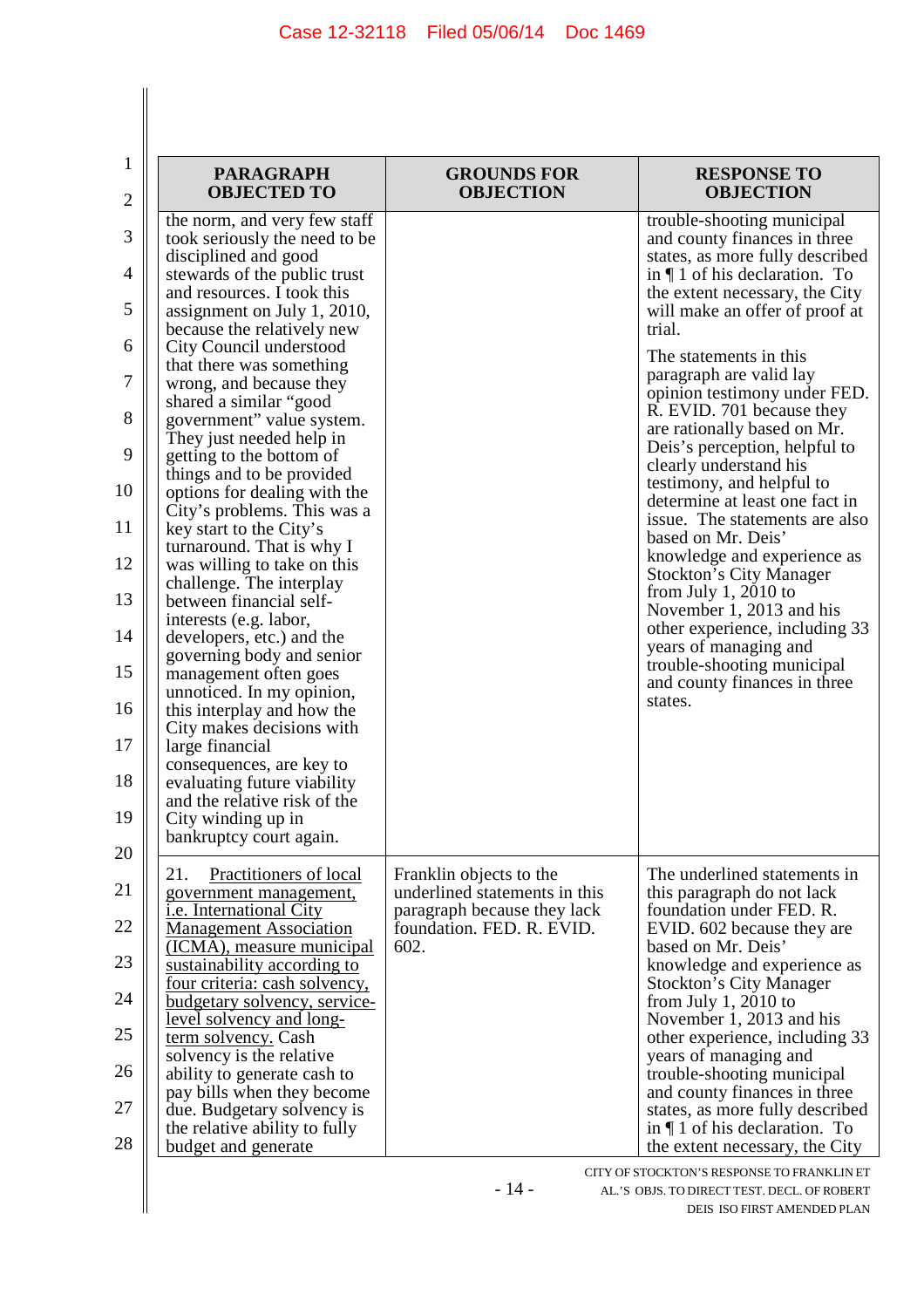| PARAGRAPH OBJECTED TO | GROUNDS FOR OBJECTION | RESPONSE TO OBJECTION |
|---|---|---|
| the norm, and very few staff took seriously the need to be disciplined and good stewards of the public trust and resources. I took this assignment on July 1, 2010, because the relatively new City Council understood that there was something wrong, and because they shared a similar "good government" value system. They just needed help in getting to the bottom of things and to be provided options for dealing with the City's problems. This was a key start to the City's turnaround. That is why I was willing to take on this challenge. The interplay between financial self-interests (e.g. labor, developers, etc.) and the governing body and senior management often goes unnoticed. In my opinion, this interplay and how the City makes decisions with large financial consequences, are key to evaluating future viability and the relative risk of the City winding up in bankruptcy court again. | | trouble-shooting municipal and county finances in three states, as more fully described in ¶ 1 of his declaration. To the extent necessary, the City will make an offer of proof at trial.<br><br>The statements in this paragraph are valid lay opinion testimony under FED. R. EVID. 701 because they are rationally based on Mr. Deis's perception, helpful to clearly understand his testimony, and helpful to determine at least one fact in issue. The statements are also based on Mr. Deis' knowledge and experience as Stockton's City Manager from July 1, 2010 to November 1, 2013 and his other experience, including 33 years of managing and trouble-shooting municipal and county finances in three states. |
| 21. <u>Practitioners of local government management, i.e. International City Management Association (ICMA), measure municipal sustainability according to four criteria: cash solvency, budgetary solvency, service-level solvency and long-term solvency.</u> Cash solvency is the relative ability to generate cash to pay bills when they become due. Budgetary solvency is the relative ability to fully budget and generate | Franklin objects to the underlined statements in this paragraph because they lack foundation. FED. R. EVID. 602. | The underlined statements in this paragraph do not lack foundation under FED. R. EVID. 602 because they are based on Mr. Deis' knowledge and experience as Stockton's City Manager from July 1, 2010 to November 1, 2013 and his other experience, including 33 years of managing and trouble-shooting municipal and county finances in three states, as more fully described in ¶ 1 of his declaration. To the extent necessary, the City |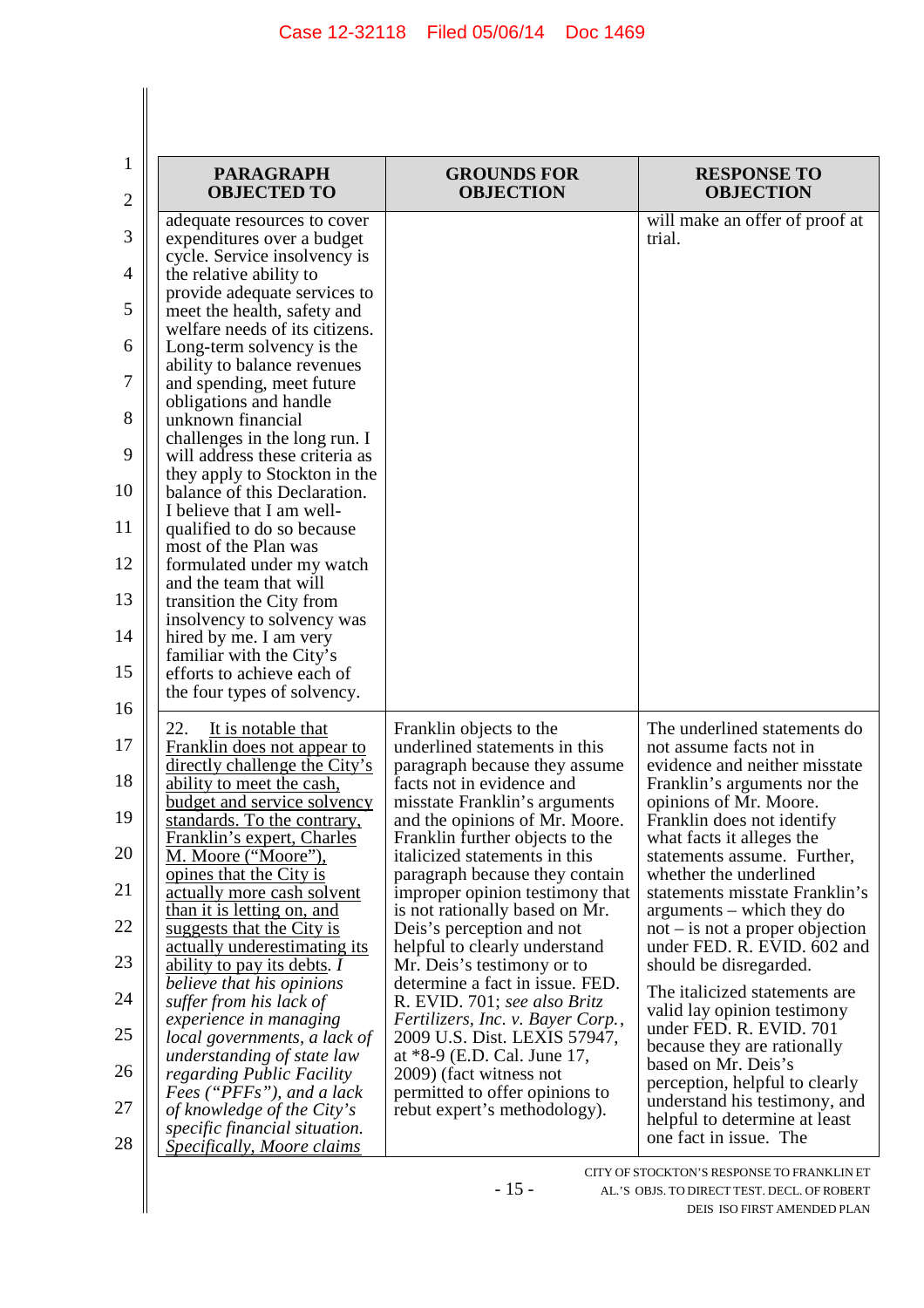| PARAGRAPH OBJECTED TO | GROUNDS FOR OBJECTION | RESPONSE TO OBJECTION |
|---|---|---|
| adequate resources to cover expenditures over a budget cycle. Service insolvency is the relative ability to provide adequate services to meet the health, safety and welfare needs of its citizens. Long-term solvency is the ability to balance revenues and spending, meet future obligations and handle unknown financial challenges in the long run. I will address these criteria as they apply to Stockton in the balance of this Declaration. I believe that I am well-qualified to do so because most of the Plan was formulated under my watch and the team that will transition the City from insolvency to solvency was hired by me. I am very familiar with the City's efforts to achieve each of the four types of solvency. | | will make an offer of proof at trial. |
| 22. <u>It is notable that Franklin does not appear to directly challenge the City's ability to meet the cash, budget and service solvency standards. To the contrary, Franklin's expert, Charles M. Moore ("Moore"), opines that the City is actually more cash solvent than it is letting on, and suggests that the City is actually underestimating its ability to pay its debts.</u> *I believe that his opinions suffer from his lack of experience in managing local governments, a lack of understanding of state law regarding Public Facility Fees ("PFFs"), and a lack of knowledge of the City's specific financial situation.* <u>Specifically, Moore claims</u> | Franklin objects to the underlined statements in this paragraph because they assume facts not in evidence and misstate Franklin's arguments and the opinions of Mr. Moore. Franklin further objects to the italicized statements in this paragraph because they contain improper opinion testimony that is not rationally based on Mr. Deis's perception and not helpful to clearly understand Mr. Deis's testimony or to determine a fact in issue. FED. R. EVID. 701; *see also Britz Fertilizers, Inc. v. Bayer Corp.*, 2009 U.S. Dist. LEXIS 57947, at *8-9 (E.D. Cal. June 17, 2009) (fact witness not permitted to offer opinions to rebut expert's methodology). | The underlined statements do not assume facts not in evidence and neither misstate Franklin's arguments nor the opinions of Mr. Moore. Franklin does not identify what facts it alleges the statements assume. Further, whether the underlined statements misstate Franklin's arguments – which they do not – is not a proper objection under FED. R. EVID. 602 and should be disregarded.<br><br>The italicized statements are valid lay opinion testimony under FED. R. EVID. 701 because they are rationally based on Mr. Deis's perception, helpful to clearly understand his testimony, and helpful to determine at least one fact in issue. The |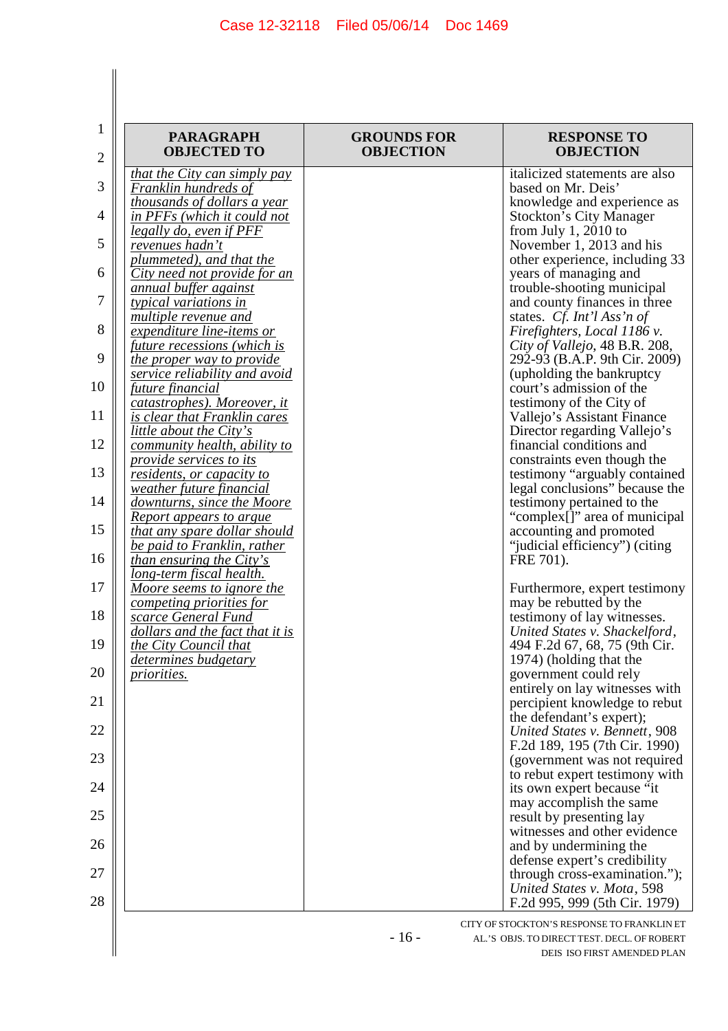| PARAGRAPH OBJECTED TO | GROUNDS FOR OBJECTION | RESPONSE TO OBJECTION |
|---|---|---|
| <u>*that the City can simply pay Franklin hundreds of thousands of dollars a year in PFFs (which it could not legally do, even if PFF revenues hadn't plummeted), and that the City need not provide for an annual buffer against typical variations in multiple revenue and expenditure line-items or future recessions (which is the proper way to provide service reliability and avoid future financial catastrophes). Moreover, it is clear that Franklin cares little about the City's community health, ability to provide services to its residents, or capacity to weather future financial downturns, since the Moore Report appears to argue that any spare dollar should be paid to Franklin, rather than ensuring the City's long-term fiscal health. Moore seems to ignore the competing priorities for scarce General Fund dollars and the fact that it is the City Council that determines budgetary priorities.*</u> | | italicized statements are also based on Mr. Deis' knowledge and experience as Stockton's City Manager from July 1, 2010 to November 1, 2013 and his other experience, including 33 years of managing and trouble-shooting municipal and county finances in three states. *Cf. Int'l Ass'n of Firefighters, Local 1186 v. City of Vallejo*, 48 B.R. 208, 292-93 (B.A.P. 9th Cir. 2009) (upholding the bankruptcy court's admission of the testimony of the City of Vallejo's Assistant Finance Director regarding Vallejo's financial conditions and constraints even though the testimony "arguably contained legal conclusions" because the testimony pertained to the "complex[]" area of municipal accounting and promoted "judicial efficiency") (citing FRE 701).<br><br>Furthermore, expert testimony may be rebutted by the testimony of lay witnesses. *United States v. Shackelford*, 494 F.2d 67, 68, 75 (9th Cir. 1974) (holding that the government could rely entirely on lay witnesses with percipient knowledge to rebut the defendant's expert); *United States v. Bennett*, 908 F.2d 189, 195 (7th Cir. 1990) (government was not required to rebut expert testimony with its own expert because "it may accomplish the same result by presenting lay witnesses and other evidence and by undermining the defense expert's credibility through cross-examination."); *United States v. Mota*, 598 F.2d 995, 999 (5th Cir. 1979) |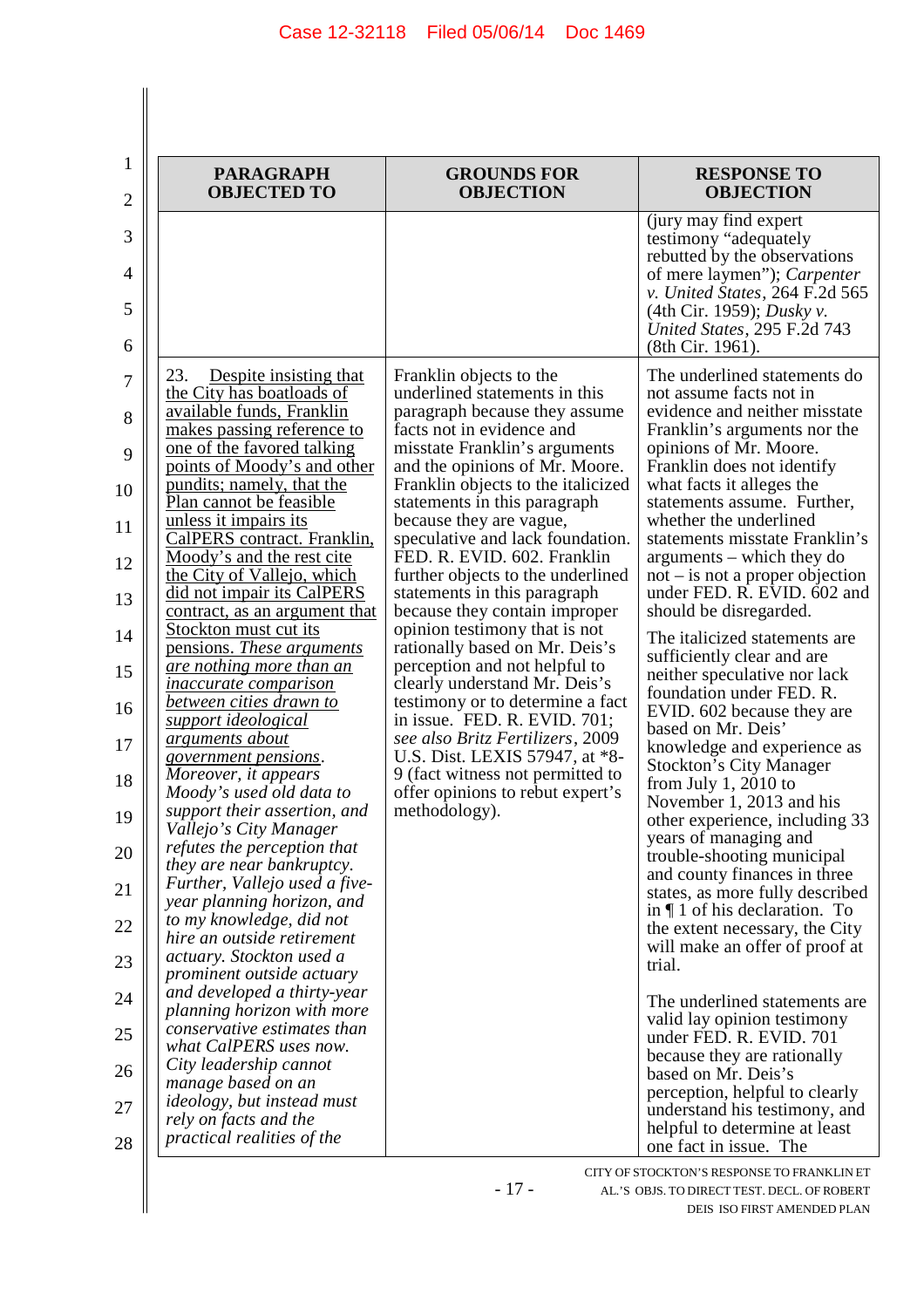| PARAGRAPH OBJECTED TO | GROUNDS FOR OBJECTION | RESPONSE TO OBJECTION |
|---|---|---|
| | | (jury may find expert testimony "adequately rebutted by the observations of mere laymen"); *Carpenter v. United States*, 264 F.2d 565 (4th Cir. 1959); *Dusky v. United States*, 295 F.2d 743 (8th Cir. 1961). |
| 23. <u>Despite insisting that the City has boatloads of available funds, Franklin makes passing reference to one of the favored talking points of Moody's and other pundits; namely, that the Plan cannot be feasible unless it impairs its CalPERS contract. Franklin, Moody's and the rest cite the City of Vallejo, which did not impair its CalPERS contract, as an argument that Stockton must cut its pensions. *These arguments are nothing more than an inaccurate comparison between cities drawn to support ideological arguments about government pensions*</u>. *Moreover, it appears Moody's used old data to support their assertion, and Vallejo's City Manager refutes the perception that they are near bankruptcy. Further, Vallejo used a five-year planning horizon, and to my knowledge, did not hire an outside retirement actuary. Stockton used a prominent outside actuary and developed a thirty-year planning horizon with more conservative estimates than what CalPERS uses now. City leadership cannot manage based on an ideology, but instead must rely on facts and the practical realities of the* | Franklin objects to the underlined statements in this paragraph because they assume facts not in evidence and misstate Franklin's arguments and the opinions of Mr. Moore. Franklin objects to the italicized statements in this paragraph because they are vague, speculative and lack foundation. FED. R. EVID. 602. Franklin further objects to the underlined statements in this paragraph because they contain improper opinion testimony that is not rationally based on Mr. Deis's perception and not helpful to clearly understand Mr. Deis's testimony or to determine a fact in issue. FED. R. EVID. 701; *see also Britz Fertilizers*, 2009 U.S. Dist. LEXIS 57947, at *8-9 (fact witness not permitted to offer opinions to rebut expert's methodology). | The underlined statements do not assume facts not in evidence and neither misstate Franklin's arguments nor the opinions of Mr. Moore. Franklin does not identify what facts it alleges the statements assume. Further, whether the underlined statements misstate Franklin's arguments – which they do not – is not a proper objection under FED. R. EVID. 602 and should be disregarded.<br><br>The italicized statements are sufficiently clear and are neither speculative nor lack foundation under FED. R. EVID. 602 because they are based on Mr. Deis' knowledge and experience as Stockton's City Manager from July 1, 2010 to November 1, 2013 and his other experience, including 33 years of managing and trouble-shooting municipal and county finances in three states, as more fully described in ¶ 1 of his declaration. To the extent necessary, the City will make an offer of proof at trial.<br><br>The underlined statements are valid lay opinion testimony under FED. R. EVID. 701 because they are rationally based on Mr. Deis's perception, helpful to clearly understand his testimony, and helpful to determine at least one fact in issue. The |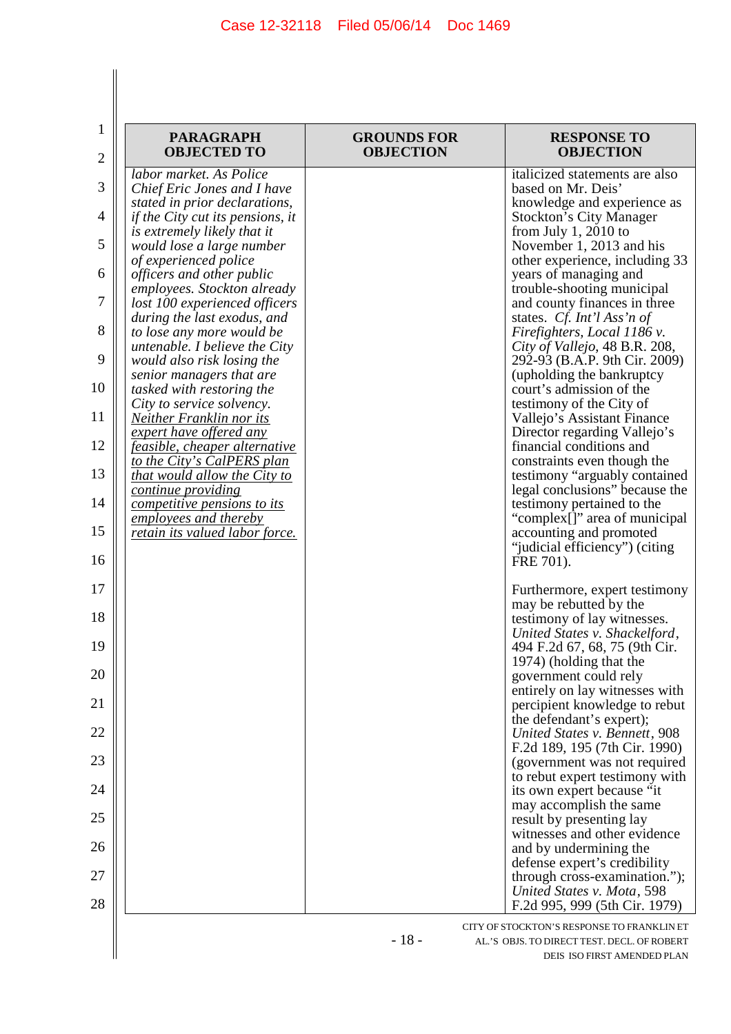| PARAGRAPH OBJECTED TO | GROUNDS FOR OBJECTION | RESPONSE TO OBJECTION |
|---|---|---|
| *labor market. As Police Chief Eric Jones and I have stated in prior declarations, if the City cut its pensions, it is extremely likely that it would lose a large number of experienced police officers and other public employees. Stockton already lost 100 experienced officers during the last exodus, and to lose any more would be untenable. I believe the City would also risk losing the senior managers that are tasked with restoring the City to service solvency.* <u>*Neither Franklin nor its expert have offered any feasible, cheaper alternative to the City's CalPERS plan that would allow the City to continue providing competitive pensions to its employees and thereby retain its valued labor force.*</u> | | italicized statements are also based on Mr. Deis' knowledge and experience as Stockton's City Manager from July 1, 2010 to November 1, 2013 and his other experience, including 33 years of managing and trouble-shooting municipal and county finances in three states. *Cf. Int'l Ass'n of Firefighters, Local 1186 v. City of Vallejo*, 48 B.R. 208, 292-93 (B.A.P. 9th Cir. 2009) (upholding the bankruptcy court's admission of the testimony of the City of Vallejo's Assistant Finance Director regarding Vallejo's financial conditions and constraints even though the testimony "arguably contained legal conclusions" because the testimony pertained to the "complex[]" area of municipal accounting and promoted "judicial efficiency") (citing FRE 701).<br><br>Furthermore, expert testimony may be rebutted by the testimony of lay witnesses. *United States v. Shackelford*, 494 F.2d 67, 68, 75 (9th Cir. 1974) (holding that the government could rely entirely on lay witnesses with percipient knowledge to rebut the defendant's expert); *United States v. Bennett*, 908 F.2d 189, 195 (7th Cir. 1990) (government was not required to rebut expert testimony with its own expert because "it may accomplish the same result by presenting lay witnesses and other evidence and by undermining the defense expert's credibility through cross-examination."); *United States v. Mota*, 598 F.2d 995, 999 (5th Cir. 1979) |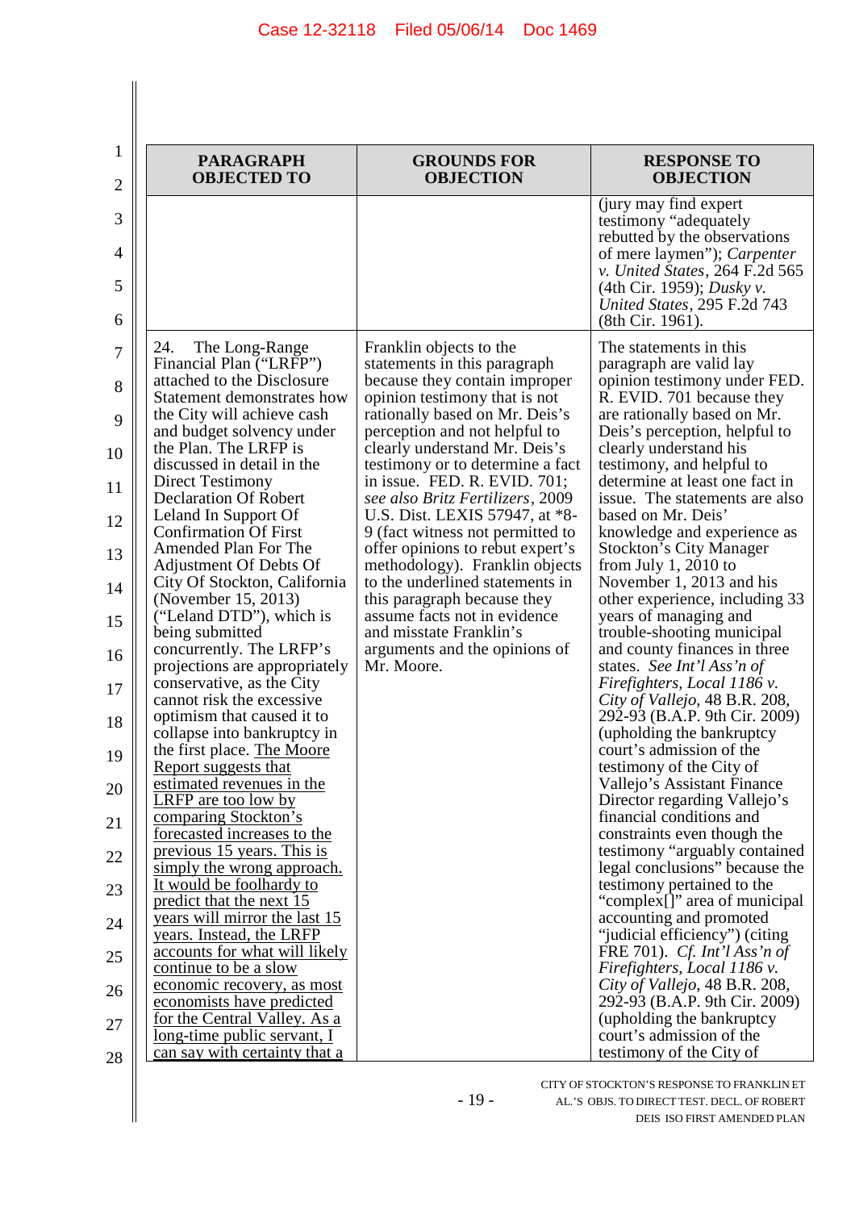| PARAGRAPH OBJECTED TO | GROUNDS FOR OBJECTION | RESPONSE TO OBJECTION |
|---|---|---|
| | | (jury may find expert testimony "adequately rebutted by the observations of mere laymen"); *Carpenter v. United States*, 264 F.2d 565 (4th Cir. 1959); *Dusky v. United States*, 295 F.2d 743 (8th Cir. 1961). |
| 24. The Long-Range Financial Plan ("LRFP") attached to the Disclosure Statement demonstrates how the City will achieve cash and budget solvency under the Plan. The LRFP is discussed in detail in the Direct Testimony Declaration Of Robert Leland In Support Of Confirmation Of First Amended Plan For The Adjustment Of Debts Of City Of Stockton, California (November 15, 2013) ("Leland DTD"), which is being submitted concurrently. The LRFP's projections are appropriately conservative, as the City cannot risk the excessive optimism that caused it to collapse into bankruptcy in the first place. <u>The Moore Report suggests that estimated revenues in the LRFP are too low by comparing Stockton's forecasted increases to the previous 15 years. This is simply the wrong approach. It would be foolhardy to predict that the next 15 years will mirror the last 15 years. Instead, the LRFP accounts for what will likely continue to be a slow economic recovery, as most economists have predicted for the Central Valley. As a long-time public servant, I can say with certainty that a</u> | Franklin objects to the statements in this paragraph because they contain improper opinion testimony that is not rationally based on Mr. Deis's perception and not helpful to clearly understand Mr. Deis's testimony or to determine a fact in issue. FED. R. EVID. 701; *see also Britz Fertilizers*, 2009 U.S. Dist. LEXIS 57947, at *8-9 (fact witness not permitted to offer opinions to rebut expert's methodology). Franklin objects to the underlined statements in this paragraph because they assume facts not in evidence and misstate Franklin's arguments and the opinions of Mr. Moore. | The statements in this paragraph are valid lay opinion testimony under FED. R. EVID. 701 because they are rationally based on Mr. Deis's perception, helpful to clearly understand his testimony, and helpful to determine at least one fact in issue. The statements are also based on Mr. Deis' knowledge and experience as Stockton's City Manager from July 1, 2010 to November 1, 2013 and his other experience, including 33 years of managing and trouble-shooting municipal and county finances in three states. *See Int'l Ass'n of Firefighters, Local 1186 v. City of Vallejo*, 48 B.R. 208, 292-93 (B.A.P. 9th Cir. 2009) (upholding the bankruptcy court's admission of the testimony of the City of Vallejo's Assistant Finance Director regarding Vallejo's financial conditions and constraints even though the testimony "arguably contained legal conclusions" because the testimony pertained to the "complex[]" area of municipal accounting and promoted "judicial efficiency") (citing FRE 701). *Cf. Int'l Ass'n of Firefighters, Local 1186 v. City of Vallejo*, 48 B.R. 208, 292-93 (B.A.P. 9th Cir. 2009) (upholding the bankruptcy court's admission of the testimony of the City of |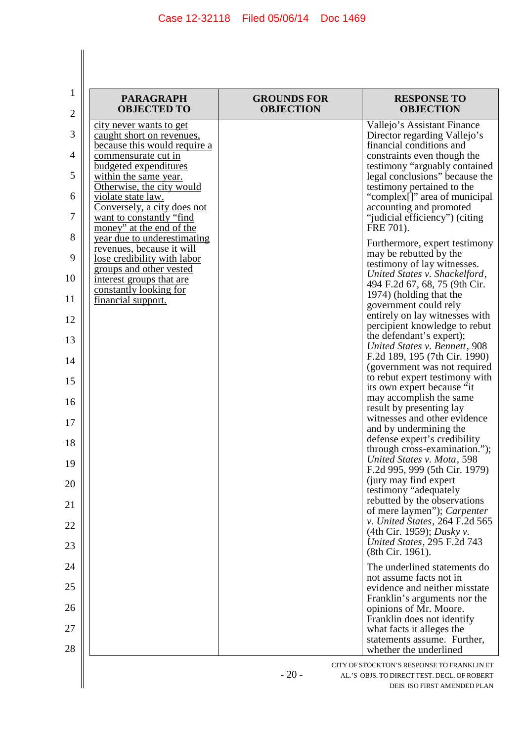| PARAGRAPH OBJECTED TO | GROUNDS FOR OBJECTION | RESPONSE TO OBJECTION |
|---|---|---|
| city never wants to get caught short on revenues, because this would require a commensurate cut in budgeted expenditures within the same year. Otherwise, the city would violate state law. Conversely, a city does not want to constantly "find money" at the end of the year due to underestimating revenues, because it will lose credibility with labor groups and other vested interest groups that are constantly looking for financial support. | | Vallejo's Assistant Finance Director regarding Vallejo's financial conditions and constraints even though the testimony "arguably contained legal conclusions" because the testimony pertained to the "complex[]" area of municipal accounting and promoted "judicial efficiency") (citing FRE 701).<br><br>Furthermore, expert testimony may be rebutted by the testimony of lay witnesses. *United States v. Shackelford*, 494 F.2d 67, 68, 75 (9th Cir. 1974) (holding that the government could rely entirely on lay witnesses with percipient knowledge to rebut the defendant's expert); *United States v. Bennett*, 908 F.2d 189, 195 (7th Cir. 1990) (government was not required to rebut expert testimony with its own expert because "it may accomplish the same result by presenting lay witnesses and other evidence and by undermining the defense expert's credibility through cross-examination."); *United States v. Mota*, 598 F.2d 995, 999 (5th Cir. 1979) (jury may find expert testimony "adequately rebutted by the observations of mere laymen"); *Carpenter v. United States*, 264 F.2d 565 (4th Cir. 1959); *Dusky v. United States*, 295 F.2d 743 (8th Cir. 1961).<br><br>The underlined statements do not assume facts not in evidence and neither misstate Franklin's arguments nor the opinions of Mr. Moore. Franklin does not identify what facts it alleges the statements assume. Further, whether the underlined |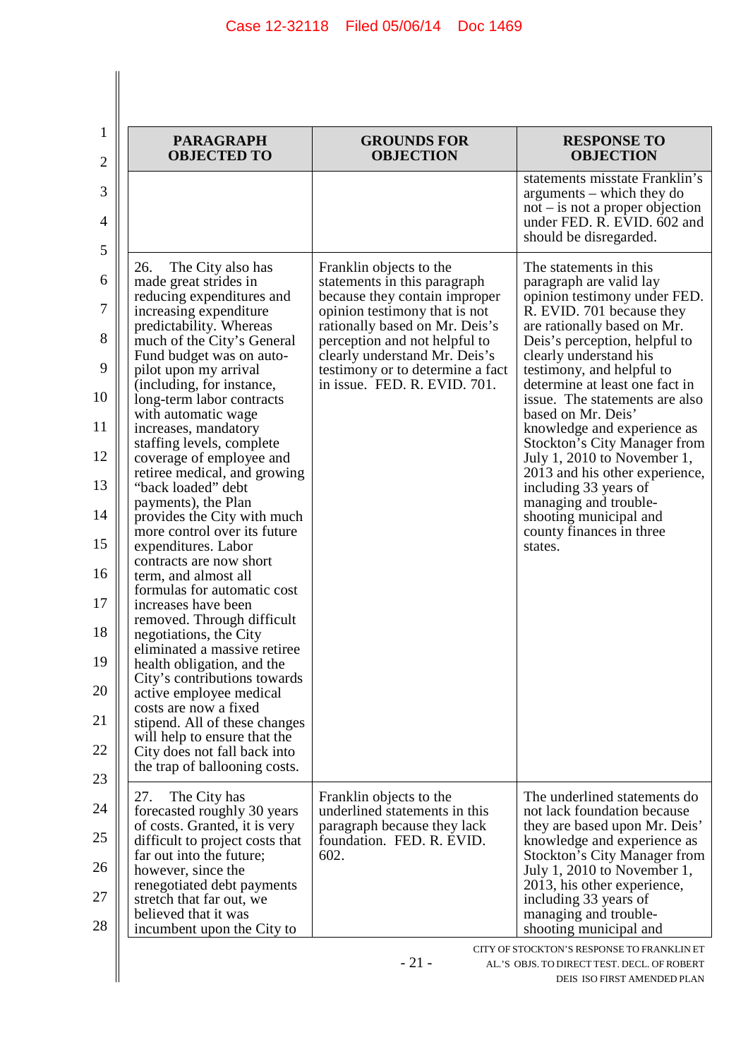| PARAGRAPH OBJECTED TO | GROUNDS FOR OBJECTION | RESPONSE TO OBJECTION |
|---|---|---|
| | | statements misstate Franklin's arguments – which they do not – is not a proper objection under FED. R. EVID. 602 and should be disregarded. |
| 26. The City also has made great strides in reducing expenditures and increasing expenditure predictability. Whereas much of the City's General Fund budget was on auto-pilot upon my arrival (including, for instance, long-term labor contracts with automatic wage increases, mandatory staffing levels, complete coverage of employee and retiree medical, and growing "back loaded" debt payments), the Plan provides the City with much more control over its future expenditures. Labor contracts are now short term, and almost all formulas for automatic cost increases have been removed. Through difficult negotiations, the City eliminated a massive retiree health obligation, and the City's contributions towards active employee medical costs are now a fixed stipend. All of these changes will help to ensure that the City does not fall back into the trap of ballooning costs. | Franklin objects to the statements in this paragraph because they contain improper opinion testimony that is not rationally based on Mr. Deis's perception and not helpful to clearly understand Mr. Deis's testimony or to determine a fact in issue. FED. R. EVID. 701. | The statements in this paragraph are valid lay opinion testimony under FED. R. EVID. 701 because they are rationally based on Mr. Deis's perception, helpful to clearly understand his testimony, and helpful to determine at least one fact in issue. The statements are also based on Mr. Deis' knowledge and experience as Stockton's City Manager from July 1, 2010 to November 1, 2013 and his other experience, including 33 years of managing and trouble-shooting municipal and county finances in three states. |
| 27. The City has forecasted roughly 30 years of costs. Granted, it is very difficult to project costs that far out into the future; however, since the renegotiated debt payments stretch that far out, we believed that it was incumbent upon the City to | Franklin objects to the underlined statements in this paragraph because they lack foundation. FED. R. EVID. 602. | The underlined statements do not lack foundation because they are based upon Mr. Deis' knowledge and experience as Stockton's City Manager from July 1, 2010 to November 1, 2013, his other experience, including 33 years of managing and trouble-shooting municipal and |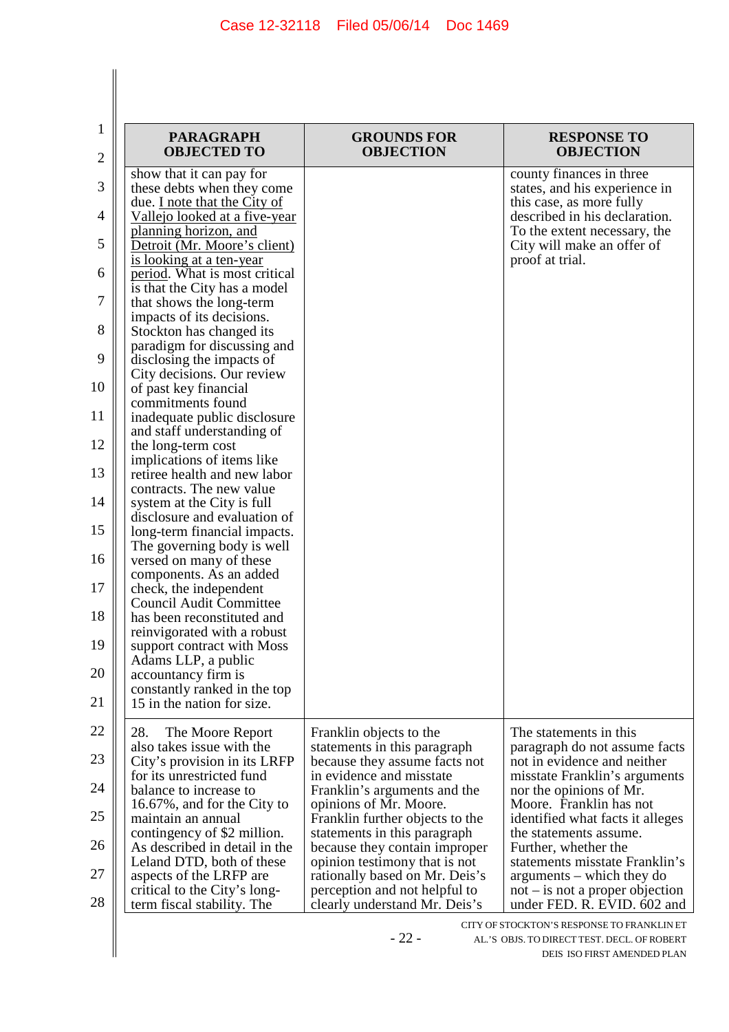| PARAGRAPH OBJECTED TO | GROUNDS FOR OBJECTION | RESPONSE TO OBJECTION |
|---|---|---|
| show that it can pay for these debts when they come due. I note that the City of Vallejo looked at a five-year planning horizon, and Detroit (Mr. Moore's client) is looking at a ten-year period. What is most critical is that the City has a model that shows the long-term impacts of its decisions. Stockton has changed its paradigm for discussing and disclosing the impacts of City decisions. Our review of past key financial commitments found inadequate public disclosure and staff understanding of the long-term cost implications of items like retiree health and new labor contracts. The new value system at the City is full disclosure and evaluation of long-term financial impacts. The governing body is well versed on many of these components. As an added check, the independent Council Audit Committee has been reconstituted and reinvigorated with a robust support contract with Moss Adams LLP, a public accountancy firm is constantly ranked in the top 15 in the nation for size. | | county finances in three states, and his experience in this case, as more fully described in his declaration. To the extent necessary, the City will make an offer of proof at trial. |
| 28. The Moore Report also takes issue with the City's provision in its LRFP for its unrestricted fund balance to increase to 16.67%, and for the City to maintain an annual contingency of $2 million. As described in detail in the Leland DTD, both of these aspects of the LRFP are critical to the City's long-term fiscal stability. The | Franklin objects to the statements in this paragraph because they assume facts not in evidence and misstate Franklin's arguments and the opinions of Mr. Moore. Franklin further objects to the statements in this paragraph because they contain improper opinion testimony that is not rationally based on Mr. Deis's perception and not helpful to clearly understand Mr. Deis's | The statements in this paragraph do not assume facts not in evidence and neither misstate Franklin's arguments nor the opinions of Mr. Moore. Franklin has not identified what facts it alleges the statements assume. Further, whether the statements misstate Franklin's arguments – which they do not – is not a proper objection under FED. R. EVID. 602 and |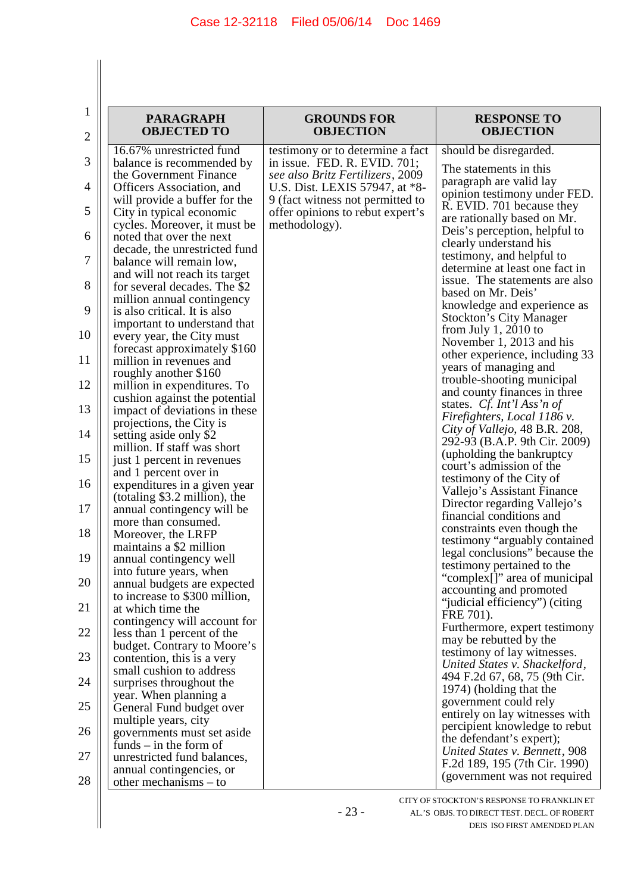| PARAGRAPH OBJECTED TO | GROUNDS FOR OBJECTION | RESPONSE TO OBJECTION |
|---|---|---|
| 16.67% unrestricted fund balance is recommended by the Government Finance Officers Association, and will provide a buffer for the City in typical economic cycles. Moreover, it must be noted that over the next decade, the unrestricted fund balance will remain low, and will not reach its target for several decades. The $2 million annual contingency is also critical. It is also important to understand that every year, the City must forecast approximately $160 million in revenues and roughly another $160 million in expenditures. To cushion against the potential impact of deviations in these projections, the City is setting aside only $2 million. If staff was short just 1 percent in revenues and 1 percent over in expenditures in a given year (totaling $3.2 million), the annual contingency will be more than consumed. Moreover, the LRFP maintains a $2 million annual contingency well into future years, when annual budgets are expected to increase to $300 million, at which time the contingency will account for less than 1 percent of the budget. Contrary to Moore's contention, this is a very small cushion to address surprises throughout the year. When planning a General Fund budget over multiple years, city governments must set aside funds – in the form of unrestricted fund balances, annual contingencies, or other mechanisms – to | testimony or to determine a fact in issue. FED. R. EVID. 701; *see also Britz Fertilizers*, 2009 U.S. Dist. LEXIS 57947, at *8-9 (fact witness not permitted to offer opinions to rebut expert's methodology). | should be disregarded.<br><br>The statements in this paragraph are valid lay opinion testimony under FED. R. EVID. 701 because they are rationally based on Mr. Deis's perception, helpful to clearly understand his testimony, and helpful to determine at least one fact in issue. The statements are also based on Mr. Deis' knowledge and experience as Stockton's City Manager from July 1, 2010 to November 1, 2013 and his other experience, including 33 years of managing and trouble-shooting municipal and county finances in three states. *Cf. Int'l Ass'n of Firefighters, Local 1186 v. City of Vallejo*, 48 B.R. 208, 292-93 (B.A.P. 9th Cir. 2009) (upholding the bankruptcy court's admission of the testimony of the City of Vallejo's Assistant Finance Director regarding Vallejo's financial conditions and constraints even though the testimony "arguably contained legal conclusions" because the testimony pertained to the "complex[]" area of municipal accounting and promoted "judicial efficiency") (citing FRE 701).<br>Furthermore, expert testimony may be rebutted by the testimony of lay witnesses. *United States v. Shackelford*, 494 F.2d 67, 68, 75 (9th Cir. 1974) (holding that the government could rely entirely on lay witnesses with percipient knowledge to rebut the defendant's expert); *United States v. Bennett*, 908 F.2d 189, 195 (7th Cir. 1990) (government was not required |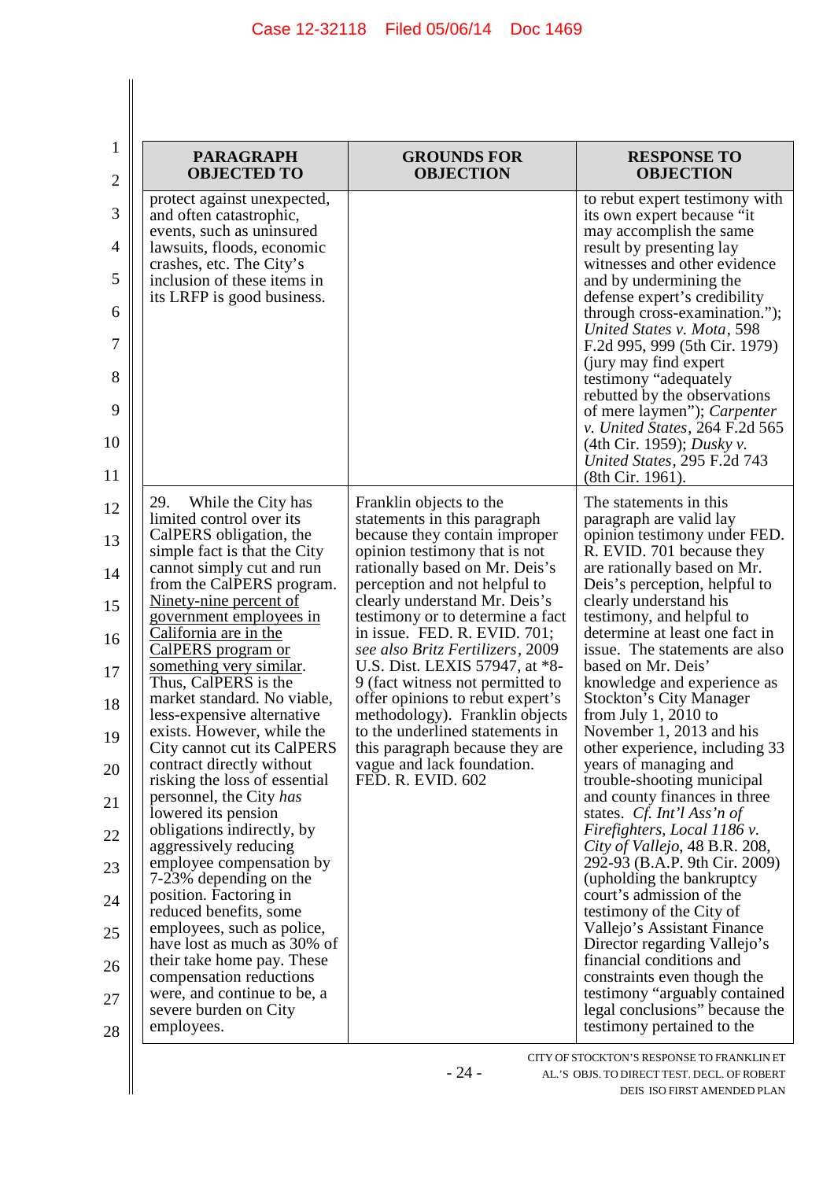| PARAGRAPH OBJECTED TO | GROUNDS FOR OBJECTION | RESPONSE TO OBJECTION |
|---|---|---|
| protect against unexpected, and often catastrophic, events, such as uninsured lawsuits, floods, economic crashes, etc. The City's inclusion of these items in its LRFP is good business. | | to rebut expert testimony with its own expert because "it may accomplish the same result by presenting lay witnesses and other evidence and by undermining the defense expert's credibility through cross-examination."); *United States v. Mota*, 598 F.2d 995, 999 (5th Cir. 1979) (jury may find expert testimony "adequately rebutted by the observations of mere laymen"); *Carpenter v. United States*, 264 F.2d 565 (4th Cir. 1959); *Dusky v. United States*, 295 F.2d 743 (8th Cir. 1961). |
| 29. While the City has limited control over its CalPERS obligation, the simple fact is that the City cannot simply cut and run from the CalPERS program. <u>Ninety-nine percent of government employees in California are in the CalPERS program or something very similar</u>. Thus, CalPERS is the market standard. No viable, less-expensive alternative exists. However, while the City cannot cut its CalPERS contract directly without risking the loss of essential personnel, the City *has* lowered its pension obligations indirectly, by aggressively reducing employee compensation by 7-23% depending on the position. Factoring in reduced benefits, some employees, such as police, have lost as much as 30% of their take home pay. These compensation reductions were, and continue to be, a severe burden on City employees. | Franklin objects to the statements in this paragraph because they contain improper opinion testimony that is not rationally based on Mr. Deis's perception and not helpful to clearly understand Mr. Deis's testimony or to determine a fact in issue. FED. R. EVID. 701; *see also Britz Fertilizers*, 2009 U.S. Dist. LEXIS 57947, at *8-9 (fact witness not permitted to offer opinions to rebut expert's methodology). Franklin objects to the underlined statements in this paragraph because they are vague and lack foundation. FED. R. EVID. 602 | The statements in this paragraph are valid lay opinion testimony under FED. R. EVID. 701 because they are rationally based on Mr. Deis's perception, helpful to clearly understand his testimony, and helpful to determine at least one fact in issue. The statements are also based on Mr. Deis' knowledge and experience as Stockton's City Manager from July 1, 2010 to November 1, 2013 and his other experience, including 33 years of managing and trouble-shooting municipal and county finances in three states. *Cf. Int'l Ass'n of Firefighters, Local 1186 v. City of Vallejo*, 48 B.R. 208, 292-93 (B.A.P. 9th Cir. 2009) (upholding the bankruptcy court's admission of the testimony of the City of Vallejo's Assistant Finance Director regarding Vallejo's financial conditions and constraints even though the testimony "arguably contained legal conclusions" because the testimony pertained to the |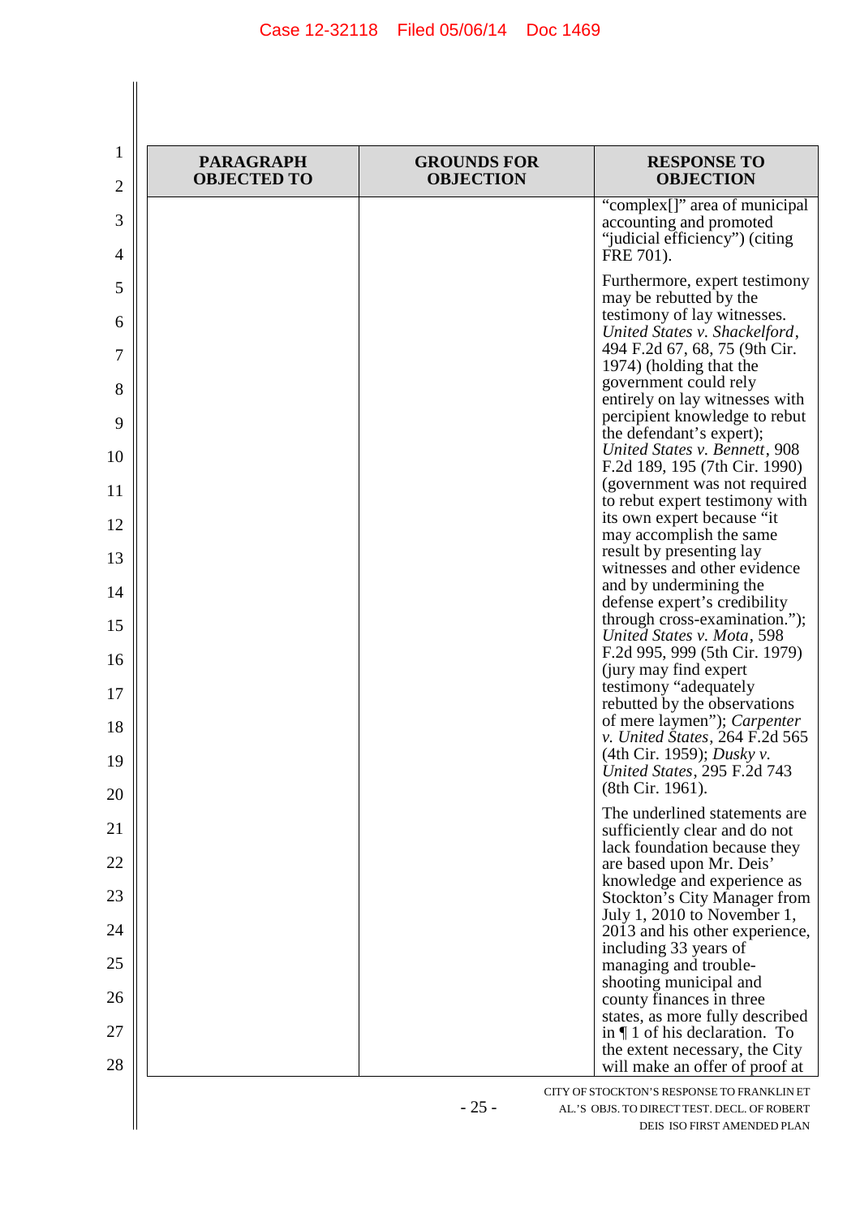| PARAGRAPH OBJECTED TO | GROUNDS FOR OBJECTION | RESPONSE TO OBJECTION |
|---|---|---|
| | | "complex[]" area of municipal accounting and promoted "judicial efficiency") (citing FRE 701).<br><br>Furthermore, expert testimony may be rebutted by the testimony of lay witnesses. *United States v. Shackelford*, 494 F.2d 67, 68, 75 (9th Cir. 1974) (holding that the government could rely entirely on lay witnesses with percipient knowledge to rebut the defendant's expert); *United States v. Bennett*, 908 F.2d 189, 195 (7th Cir. 1990) (government was not required to rebut expert testimony with its own expert because "it may accomplish the same result by presenting lay witnesses and other evidence and by undermining the defense expert's credibility through cross-examination."); *United States v. Mota*, 598 F.2d 995, 999 (5th Cir. 1979) (jury may find expert testimony "adequately rebutted by the observations of mere laymen"); *Carpenter v. United States*, 264 F.2d 565 (4th Cir. 1959); *Dusky v. United States*, 295 F.2d 743 (8th Cir. 1961).<br><br>The underlined statements are sufficiently clear and do not lack foundation because they are based upon Mr. Deis' knowledge and experience as Stockton's City Manager from July 1, 2010 to November 1, 2013 and his other experience, including 33 years of managing and trouble-shooting municipal and county finances in three states, as more fully described in ¶ 1 of his declaration. To the extent necessary, the City will make an offer of proof at |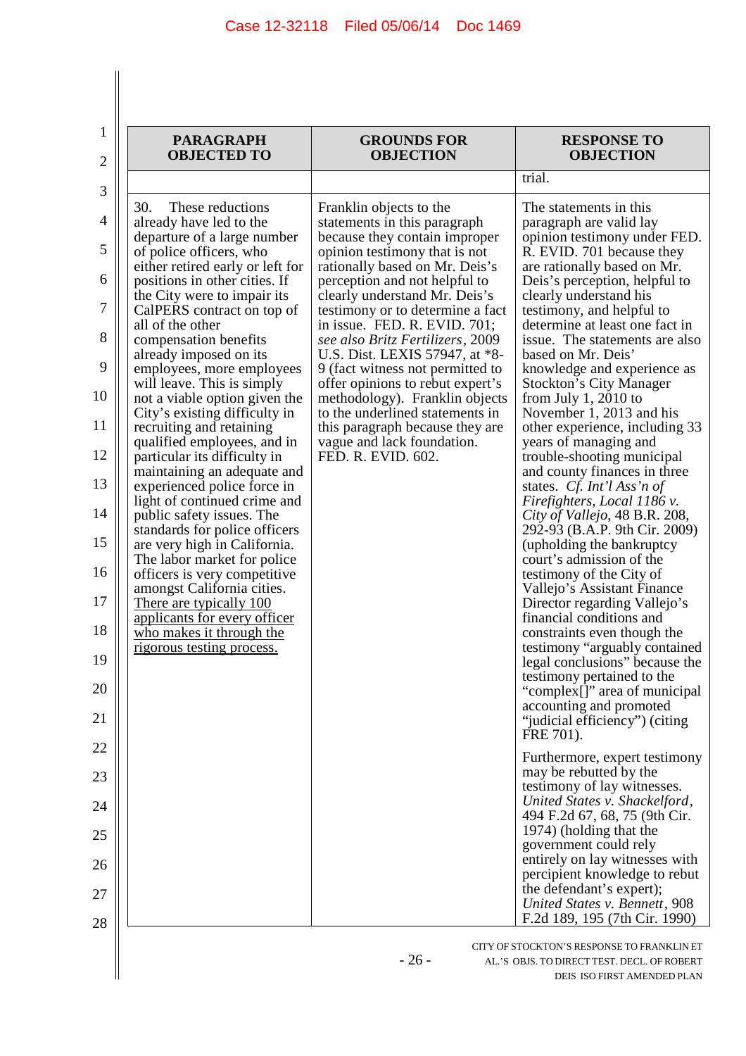| PARAGRAPH OBJECTED TO | GROUNDS FOR OBJECTION | RESPONSE TO OBJECTION |
|---|---|---|
| | | trial. |
| 30. These reductions already have led to the departure of a large number of police officers, who either retired early or left for positions in other cities. If the City were to impair its CalPERS contract on top of all of the other compensation benefits already imposed on its employees, more employees will leave. This is simply not a viable option given the City's existing difficulty in recruiting and retaining qualified employees, and in particular its difficulty in maintaining an adequate and experienced police force in light of continued crime and public safety issues. The standards for police officers are very high in California. The labor market for police officers is very competitive amongst California cities. <u>There are typically 100 applicants for every officer who makes it through the rigorous testing process.</u> | Franklin objects to the statements in this paragraph because they contain improper opinion testimony that is not rationally based on Mr. Deis's perception and not helpful to clearly understand Mr. Deis's testimony or to determine a fact in issue. FED. R. EVID. 701; *see also Britz Fertilizers*, 2009 U.S. Dist. LEXIS 57947, at *8-9 (fact witness not permitted to offer opinions to rebut expert's methodology). Franklin objects to the underlined statements in this paragraph because they are vague and lack foundation. FED. R. EVID. 602. | The statements in this paragraph are valid lay opinion testimony under FED. R. EVID. 701 because they are rationally based on Mr. Deis's perception, helpful to clearly understand his testimony, and helpful to determine at least one fact in issue. The statements are also based on Mr. Deis' knowledge and experience as Stockton's City Manager from July 1, 2010 to November 1, 2013 and his other experience, including 33 years of managing and trouble-shooting municipal and county finances in three states. *Cf. Int'l Ass'n of Firefighters, Local 1186 v. City of Vallejo*, 48 B.R. 208, 292-93 (B.A.P. 9th Cir. 2009) (upholding the bankruptcy court's admission of the testimony of the City of Vallejo's Assistant Finance Director regarding Vallejo's financial conditions and constraints even though the testimony "arguably contained legal conclusions" because the testimony pertained to the "complex[]" area of municipal accounting and promoted "judicial efficiency") (citing FRE 701).<br><br>Furthermore, expert testimony may be rebutted by the testimony of lay witnesses. *United States v. Shackelford*, 494 F.2d 67, 68, 75 (9th Cir. 1974) (holding that the government could rely entirely on lay witnesses with percipient knowledge to rebut the defendant's expert); *United States v. Bennett*, 908 F.2d 189, 195 (7th Cir. 1990) |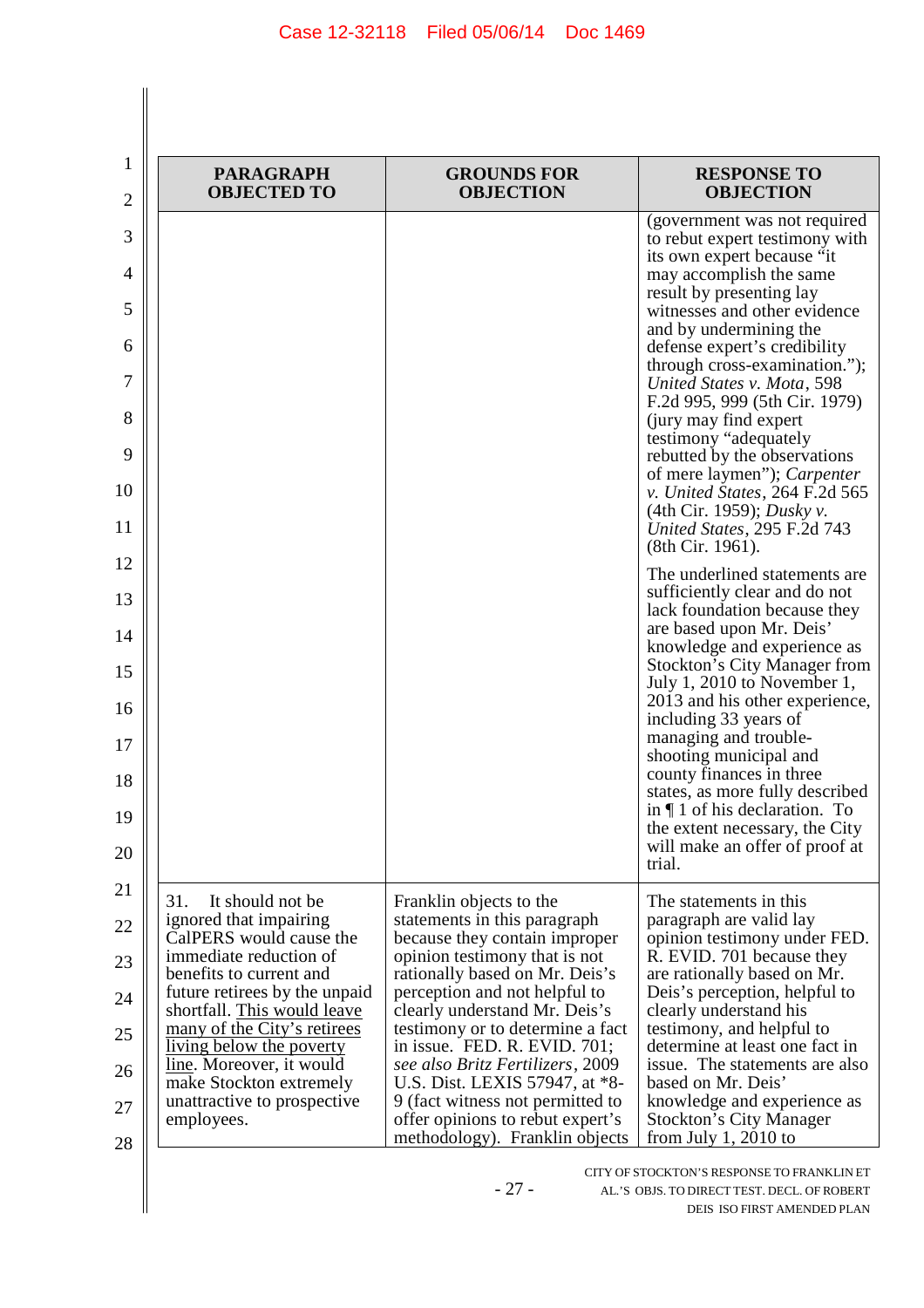| PARAGRAPH OBJECTED TO | GROUNDS FOR OBJECTION | RESPONSE TO OBJECTION |
|---|---|---|
| | | (government was not required to rebut expert testimony with its own expert because "it may accomplish the same result by presenting lay witnesses and other evidence and by undermining the defense expert's credibility through cross-examination."); *United States v. Mota*, 598 F.2d 995, 999 (5th Cir. 1979) (jury may find expert testimony "adequately rebutted by the observations of mere laymen"); *Carpenter v. United States*, 264 F.2d 565 (4th Cir. 1959); *Dusky v. United States*, 295 F.2d 743 (8th Cir. 1961).<br><br>The underlined statements are sufficiently clear and do not lack foundation because they are based upon Mr. Deis' knowledge and experience as Stockton's City Manager from July 1, 2010 to November 1, 2013 and his other experience, including 33 years of managing and trouble-shooting municipal and county finances in three states, as more fully described in ¶ 1 of his declaration. To the extent necessary, the City will make an offer of proof at trial. |
| 31. It should not be ignored that impairing CalPERS would cause the immediate reduction of benefits to current and future retirees by the unpaid shortfall. <u>This would leave many of the City's retirees living below the poverty line</u>. Moreover, it would make Stockton extremely unattractive to prospective employees. | Franklin objects to the statements in this paragraph because they contain improper opinion testimony that is not rationally based on Mr. Deis's perception and not helpful to clearly understand Mr. Deis's testimony or to determine a fact in issue. FED. R. EVID. 701; *see also Britz Fertilizers*, 2009 U.S. Dist. LEXIS 57947, at *8-9 (fact witness not permitted to offer opinions to rebut expert's methodology). Franklin objects | The statements in this paragraph are valid lay opinion testimony under FED. R. EVID. 701 because they are rationally based on Mr. Deis's perception, helpful to clearly understand his testimony, and helpful to determine at least one fact in issue. The statements are also based on Mr. Deis' knowledge and experience as Stockton's City Manager from July 1, 2010 to |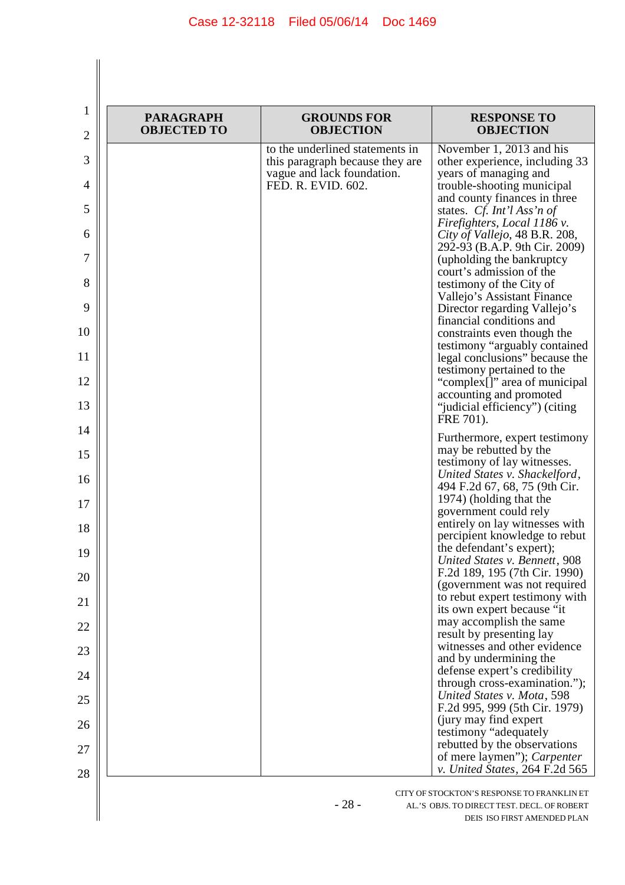| PARAGRAPH OBJECTED TO | GROUNDS FOR OBJECTION | RESPONSE TO OBJECTION |
|---|---|---|
| | to the underlined statements in this paragraph because they are vague and lack foundation. FED. R. EVID. 602. | November 1, 2013 and his other experience, including 33 years of managing and trouble-shooting municipal and county finances in three states. *Cf. Int'l Ass'n of Firefighters, Local 1186 v. City of Vallejo*, 48 B.R. 208, 292-93 (B.A.P. 9th Cir. 2009) (upholding the bankruptcy court's admission of the testimony of the City of Vallejo's Assistant Finance Director regarding Vallejo's financial conditions and constraints even though the testimony "arguably contained legal conclusions" because the testimony pertained to the "complex[]" area of municipal accounting and promoted "judicial efficiency") (citing FRE 701).<br><br>Furthermore, expert testimony may be rebutted by the testimony of lay witnesses. *United States v. Shackelford*, 494 F.2d 67, 68, 75 (9th Cir. 1974) (holding that the government could rely entirely on lay witnesses with percipient knowledge to rebut the defendant's expert); *United States v. Bennett*, 908 F.2d 189, 195 (7th Cir. 1990) (government was not required to rebut expert testimony with its own expert because "it may accomplish the same result by presenting lay witnesses and other evidence and by undermining the defense expert's credibility through cross-examination."); *United States v. Mota*, 598 F.2d 995, 999 (5th Cir. 1979) (jury may find expert testimony "adequately rebutted by the observations of mere laymen"); *Carpenter v. United States*, 264 F.2d 565 |

CITY OF STOCKTON'S RESPONSE TO FRANKLIN ET AL.'S OBJS. TO DIRECT TEST. DECL. OF ROBERT DEIS ISO FIRST AMENDED PLAN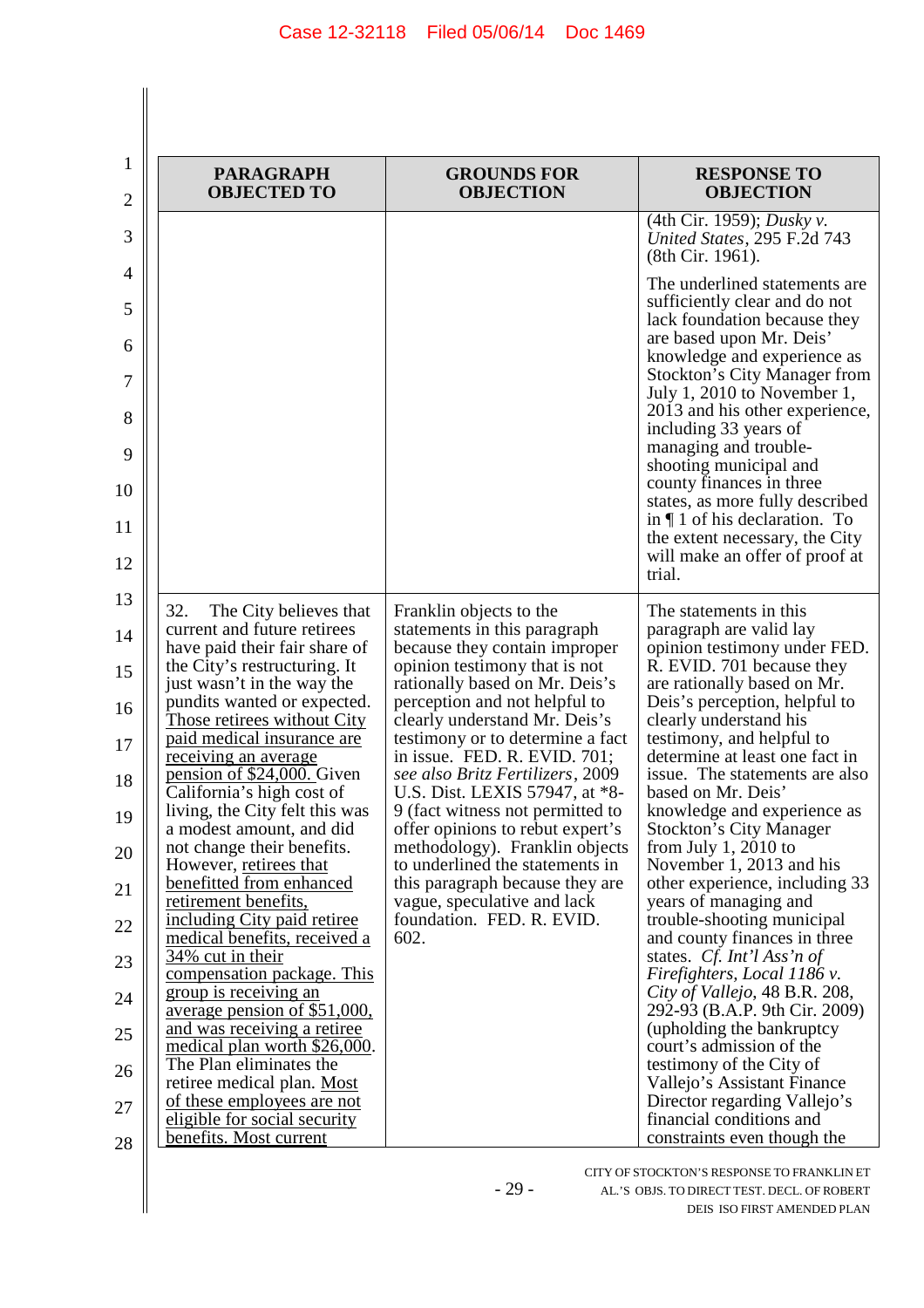| PARAGRAPH OBJECTED TO | GROUNDS FOR OBJECTION | RESPONSE TO OBJECTION |
|---|---|---|
| | | (4th Cir. 1959); *Dusky v. United States*, 295 F.2d 743 (8th Cir. 1961).<br><br>The underlined statements are sufficiently clear and do not lack foundation because they are based upon Mr. Deis' knowledge and experience as Stockton's City Manager from July 1, 2010 to November 1, 2013 and his other experience, including 33 years of managing and trouble-shooting municipal and county finances in three states, as more fully described in ¶ 1 of his declaration. To the extent necessary, the City will make an offer of proof at trial. |
| 32. The City believes that current and future retirees have paid their fair share of the City's restructuring. It just wasn't in the way the pundits wanted or expected. <u>Those retirees without City paid medical insurance are receiving an average pension of $24,000.</u> Given California's high cost of living, the City felt this was a modest amount, and did not change their benefits. However, <u>retirees that benefitted from enhanced retirement benefits, including City paid retiree medical benefits, received a 34% cut in their compensation package. This group is receiving an average pension of $51,000, and was receiving a retiree medical plan worth $26,000</u>. The Plan eliminates the retiree medical plan. <u>Most of these employees are not eligible for social security benefits. Most current</u> | Franklin objects to the statements in this paragraph because they contain improper opinion testimony that is not rationally based on Mr. Deis's perception and not helpful to clearly understand Mr. Deis's testimony or to determine a fact in issue. FED. R. EVID. 701; *see also Britz Fertilizers*, 2009 U.S. Dist. LEXIS 57947, at *8-9 (fact witness not permitted to offer opinions to rebut expert's methodology). Franklin objects to underlined the statements in this paragraph because they are vague, speculative and lack foundation. FED. R. EVID. 602. | The statements in this paragraph are valid lay opinion testimony under FED. R. EVID. 701 because they are rationally based on Mr. Deis's perception, helpful to clearly understand his testimony, and helpful to determine at least one fact in issue. The statements are also based on Mr. Deis' knowledge and experience as Stockton's City Manager from July 1, 2010 to November 1, 2013 and his other experience, including 33 years of managing and trouble-shooting municipal and county finances in three states. *Cf. Int'l Ass'n of Firefighters, Local 1186 v. City of Vallejo*, 48 B.R. 208, 292-93 (B.A.P. 9th Cir. 2009) (upholding the bankruptcy court's admission of the testimony of the City of Vallejo's Assistant Finance Director regarding Vallejo's financial conditions and constraints even though the |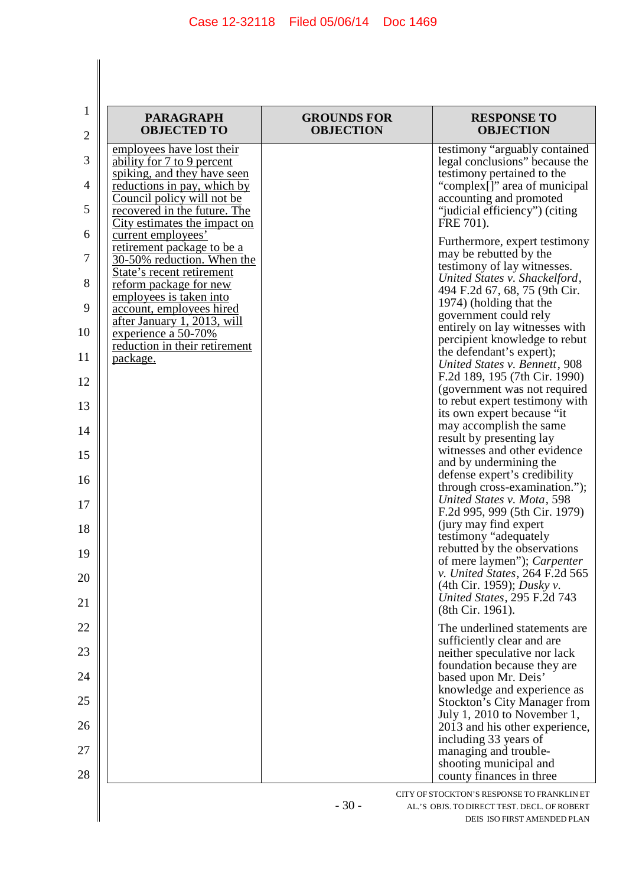| PARAGRAPH OBJECTED TO | GROUNDS FOR OBJECTION | RESPONSE TO OBJECTION |
|---|---|---|
| employees have lost their ability for 7 to 9 percent spiking, and they have seen reductions in pay, which by Council policy will not be recovered in the future. The City estimates the impact on current employees' retirement package to be a 30-50% reduction. When the State's recent retirement reform package for new employees is taken into account, employees hired after January 1, 2013, will experience a 50-70% reduction in their retirement package. | | testimony "arguably contained legal conclusions" because the testimony pertained to the "complex[]" area of municipal accounting and promoted "judicial efficiency") (citing FRE 701).<br><br>Furthermore, expert testimony may be rebutted by the testimony of lay witnesses. *United States v. Shackelford*, 494 F.2d 67, 68, 75 (9th Cir. 1974) (holding that the government could rely entirely on lay witnesses with percipient knowledge to rebut the defendant's expert); *United States v. Bennett*, 908 F.2d 189, 195 (7th Cir. 1990) (government was not required to rebut expert testimony with its own expert because "it may accomplish the same result by presenting lay witnesses and other evidence and by undermining the defense expert's credibility through cross-examination."); *United States v. Mota*, 598 F.2d 995, 999 (5th Cir. 1979) (jury may find expert testimony "adequately rebutted by the observations of mere laymen"); *Carpenter v. United States*, 264 F.2d 565 (4th Cir. 1959); *Dusky v. United States*, 295 F.2d 743 (8th Cir. 1961).<br><br>The underlined statements are sufficiently clear and are neither speculative nor lack foundation because they are based upon Mr. Deis' knowledge and experience as Stockton's City Manager from July 1, 2010 to November 1, 2013 and his other experience, including 33 years of managing and trouble-shooting municipal and county finances in three |

CITY OF STOCKTON'S RESPONSE TO FRANKLIN ET AL.'S OBJS. TO DIRECT TEST. DECL. OF ROBERT DEIS ISO FIRST AMENDED PLAN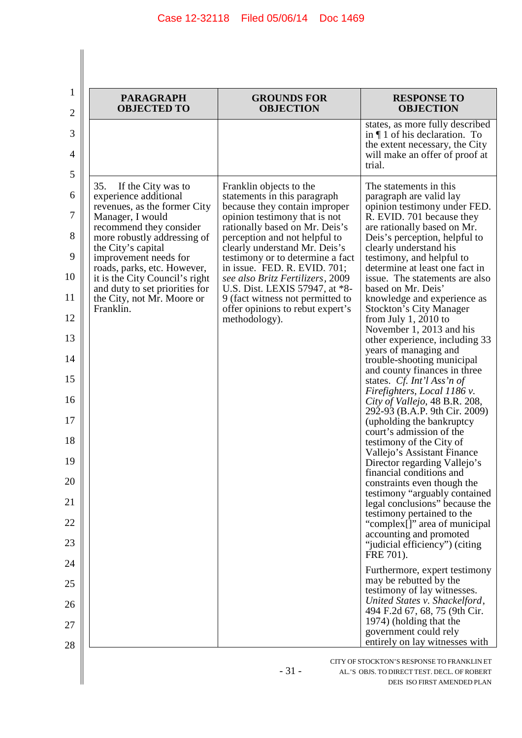| PARAGRAPH OBJECTED TO | GROUNDS FOR OBJECTION | RESPONSE TO OBJECTION |
|---|---|---|
| | | states, as more fully described in ¶ 1 of his declaration. To the extent necessary, the City will make an offer of proof at trial. |
| 35. If the City was to experience additional revenues, as the former City Manager, I would recommend they consider more robustly addressing of the City's capital improvement needs for roads, parks, etc. However, it is the City Council's right and duty to set priorities for the City, not Mr. Moore or Franklin. | Franklin objects to the statements in this paragraph because they contain improper opinion testimony that is not rationally based on Mr. Deis's perception and not helpful to clearly understand Mr. Deis's testimony or to determine a fact in issue. FED. R. EVID. 701; *see also Britz Fertilizers*, 2009 U.S. Dist. LEXIS 57947, at *8-9 (fact witness not permitted to offer opinions to rebut expert's methodology). | The statements in this paragraph are valid lay opinion testimony under FED. R. EVID. 701 because they are rationally based on Mr. Deis's perception, helpful to clearly understand his testimony, and helpful to determine at least one fact in issue. The statements are also based on Mr. Deis' knowledge and experience as Stockton's City Manager from July 1, 2010 to November 1, 2013 and his other experience, including 33 years of managing and trouble-shooting municipal and county finances in three states. *Cf. Int'l Ass'n of Firefighters, Local 1186 v. City of Vallejo*, 48 B.R. 208, 292-93 (B.A.P. 9th Cir. 2009) (upholding the bankruptcy court's admission of the testimony of the City of Vallejo's Assistant Finance Director regarding Vallejo's financial conditions and constraints even though the testimony "arguably contained legal conclusions" because the testimony pertained to the "complex[]" area of municipal accounting and promoted "judicial efficiency") (citing FRE 701).<br><br>Furthermore, expert testimony may be rebutted by the testimony of lay witnesses. *United States v. Shackelford*, 494 F.2d 67, 68, 75 (9th Cir. 1974) (holding that the government could rely entirely on lay witnesses with |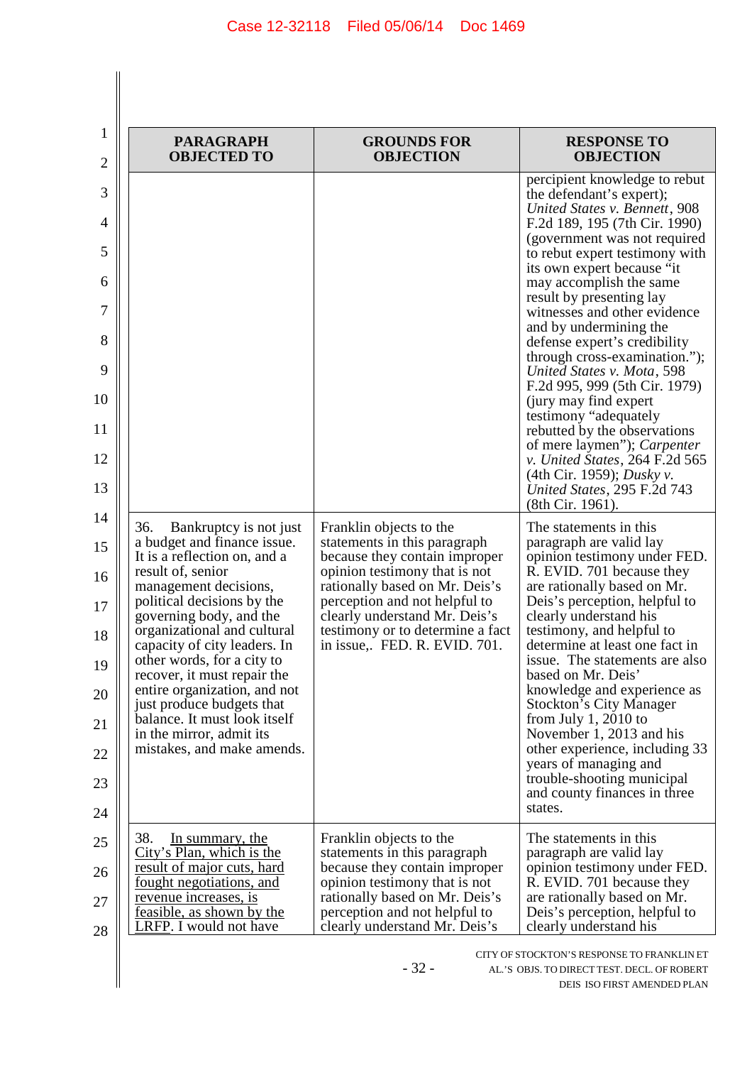| PARAGRAPH OBJECTED TO | GROUNDS FOR OBJECTION | RESPONSE TO OBJECTION |
|---|---|---|
| | | percipient knowledge to rebut the defendant's expert); *United States v. Bennett*, 908 F.2d 189, 195 (7th Cir. 1990) (government was not required to rebut expert testimony with its own expert because "it may accomplish the same result by presenting lay witnesses and other evidence and by undermining the defense expert's credibility through cross-examination."); *United States v. Mota*, 598 F.2d 995, 999 (5th Cir. 1979) (jury may find expert testimony "adequately rebutted by the observations of mere laymen"); *Carpenter v. United States*, 264 F.2d 565 (4th Cir. 1959); *Dusky v. United States*, 295 F.2d 743 (8th Cir. 1961). |
| 36. Bankruptcy is not just a budget and finance issue. It is a reflection on, and a result of, senior management decisions, political decisions by the governing body, and the organizational and cultural capacity of city leaders. In other words, for a city to recover, it must repair the entire organization, and not just produce budgets that balance. It must look itself in the mirror, admit its mistakes, and make amends. | Franklin objects to the statements in this paragraph because they contain improper opinion testimony that is not rationally based on Mr. Deis's perception and not helpful to clearly understand Mr. Deis's testimony or to determine a fact in issue,. FED. R. EVID. 701. | The statements in this paragraph are valid lay opinion testimony under FED. R. EVID. 701 because they are rationally based on Mr. Deis's perception, helpful to clearly understand his testimony, and helpful to determine at least one fact in issue. The statements are also based on Mr. Deis' knowledge and experience as Stockton's City Manager from July 1, 2010 to November 1, 2013 and his other experience, including 33 years of managing and trouble-shooting municipal and county finances in three states. |
| 38. <u>In summary, the City's Plan, which is the result of major cuts, hard fought negotiations, and revenue increases, is feasible, as shown by the LRFP.</u> I would not have | Franklin objects to the statements in this paragraph because they contain improper opinion testimony that is not rationally based on Mr. Deis's perception and not helpful to clearly understand Mr. Deis's | The statements in this paragraph are valid lay opinion testimony under FED. R. EVID. 701 because they are rationally based on Mr. Deis's perception, helpful to clearly understand his |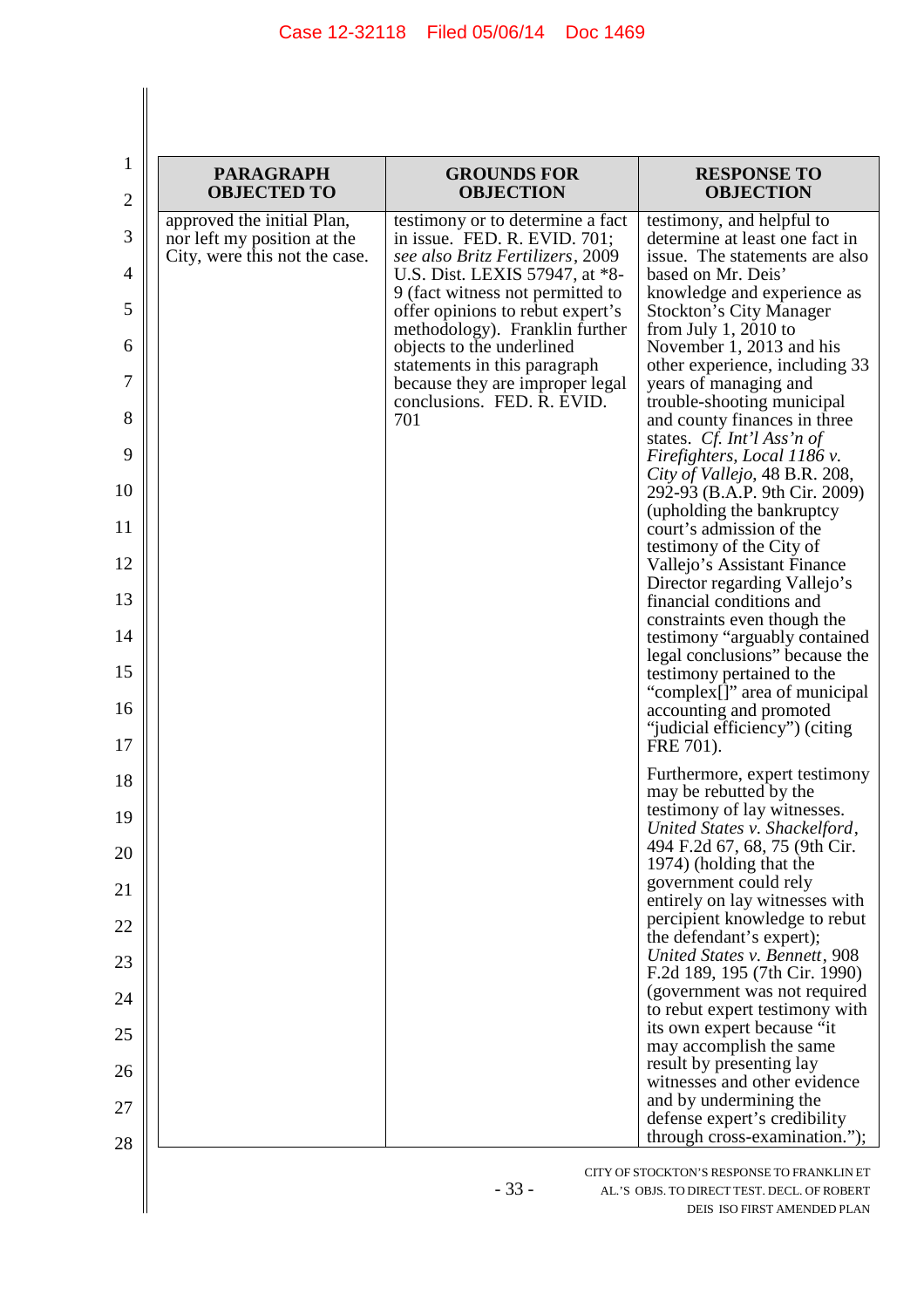| PARAGRAPH OBJECTED TO | GROUNDS FOR OBJECTION | RESPONSE TO OBJECTION |
|---|---|---|
| approved the initial Plan, nor left my position at the City, were this not the case. | testimony or to determine a fact in issue. FED. R. EVID. 701; *see also Britz Fertilizers*, 2009 U.S. Dist. LEXIS 57947, at *8-9 (fact witness not permitted to offer opinions to rebut expert's methodology). Franklin further objects to the underlined statements in this paragraph because they are improper legal conclusions. FED. R. EVID. 701 | testimony, and helpful to determine at least one fact in issue. The statements are also based on Mr. Deis' knowledge and experience as Stockton's City Manager from July 1, 2010 to November 1, 2013 and his other experience, including 33 years of managing and trouble-shooting municipal and county finances in three states. *Cf. Int'l Ass'n of Firefighters, Local 1186 v. City of Vallejo*, 48 B.R. 208, 292-93 (B.A.P. 9th Cir. 2009) (upholding the bankruptcy court's admission of the testimony of the City of Vallejo's Assistant Finance Director regarding Vallejo's financial conditions and constraints even though the testimony "arguably contained legal conclusions" because the testimony pertained to the "complex[]" area of municipal accounting and promoted "judicial efficiency") (citing FRE 701).<br><br>Furthermore, expert testimony may be rebutted by the testimony of lay witnesses. *United States v. Shackelford*, 494 F.2d 67, 68, 75 (9th Cir. 1974) (holding that the government could rely entirely on lay witnesses with percipient knowledge to rebut the defendant's expert); *United States v. Bennett*, 908 F.2d 189, 195 (7th Cir. 1990) (government was not required to rebut expert testimony with its own expert because "it may accomplish the same result by presenting lay witnesses and other evidence and by undermining the defense expert's credibility through cross-examination."); |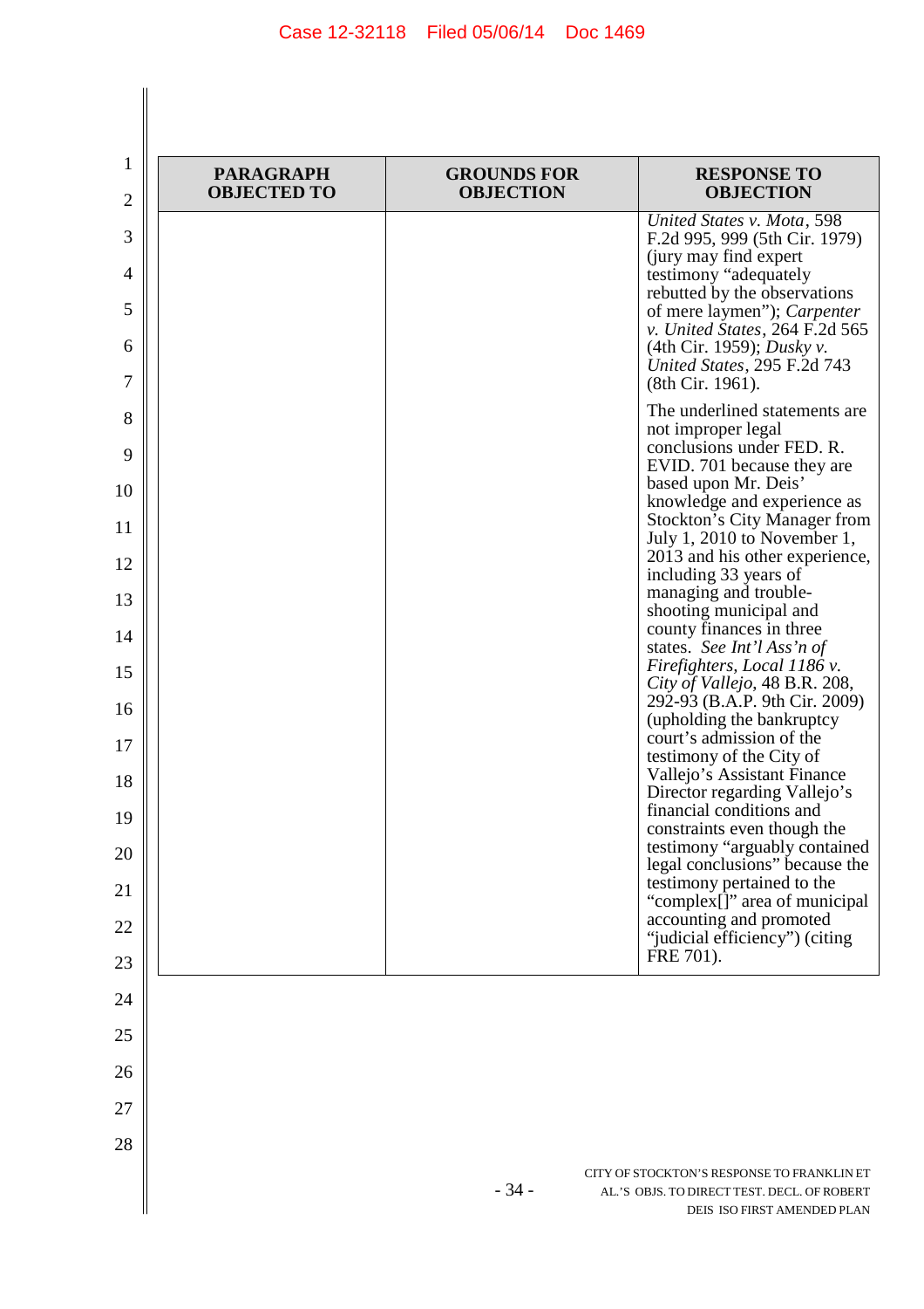| PARAGRAPH OBJECTED TO | GROUNDS FOR OBJECTION | RESPONSE TO OBJECTION |
|---|---|---|
| | | *United States v. Mota*, 598 F.2d 995, 999 (5th Cir. 1979) (jury may find expert testimony "adequately rebutted by the observations of mere laymen"); *Carpenter v. United States*, 264 F.2d 565 (4th Cir. 1959); *Dusky v. United States*, 295 F.2d 743 (8th Cir. 1961).<br><br>The underlined statements are not improper legal conclusions under FED. R. EVID. 701 because they are based upon Mr. Deis' knowledge and experience as Stockton's City Manager from July 1, 2010 to November 1, 2013 and his other experience, including 33 years of managing and trouble-shooting municipal and county finances in three states. *See Int'l Ass'n of Firefighters, Local 1186 v. City of Vallejo*, 48 B.R. 208, 292-93 (B.A.P. 9th Cir. 2009) (upholding the bankruptcy court's admission of the testimony of the City of Vallejo's Assistant Finance Director regarding Vallejo's financial conditions and constraints even though the testimony "arguably contained legal conclusions" because the testimony pertained to the "complex[]" area of municipal accounting and promoted "judicial efficiency") (citing FRE 701). |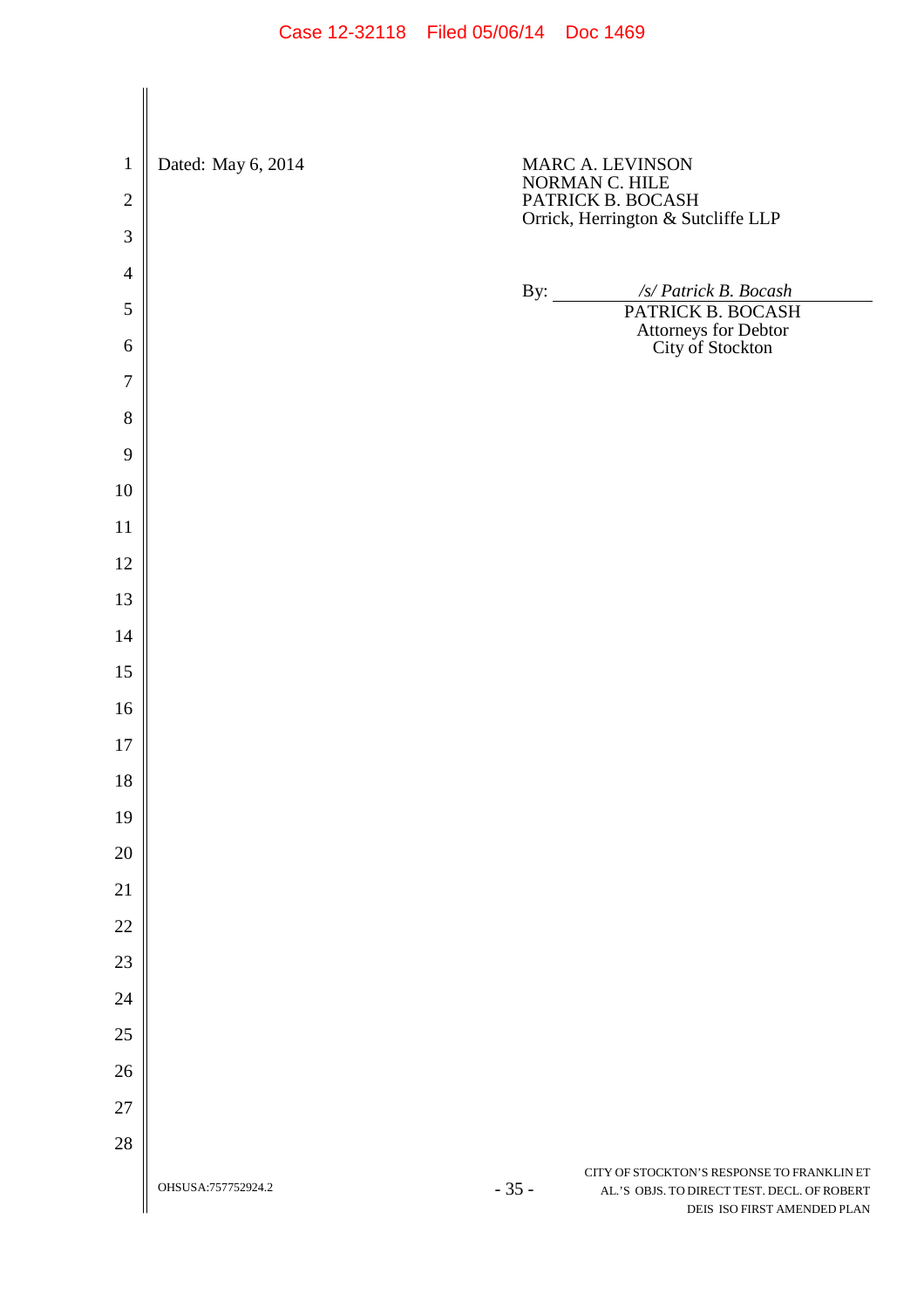Dated: May 6, 2014

MARC A. LEVINSON
NORMAN C. HILE
PATRICK B. BOCASH
Orrick, Herrington & Sutcliffe LLP

By: *_/s/ Patrick B. Bocash_*
PATRICK B. BOCASH
Attorneys for Debtor
City of Stockton